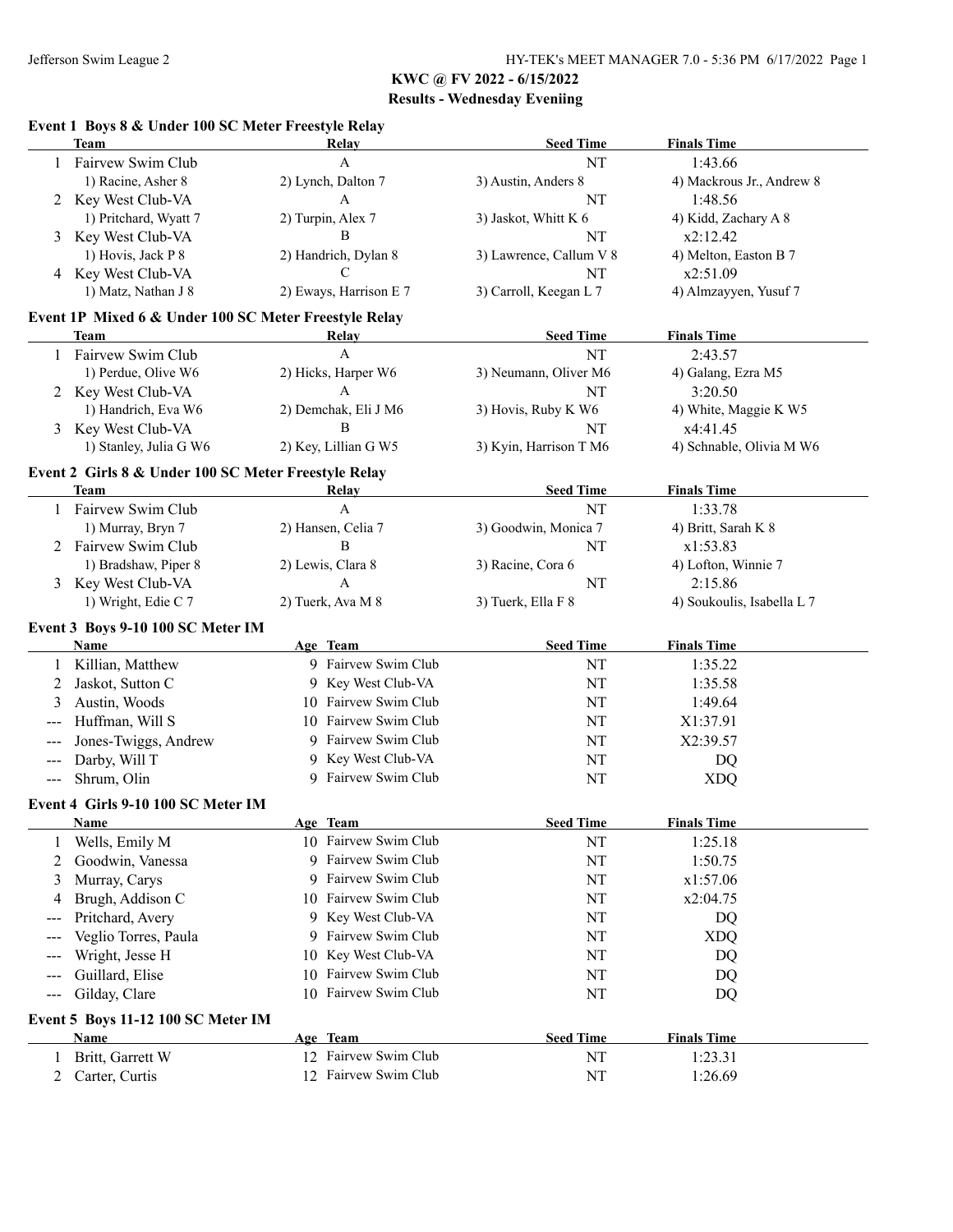# KWC @ FV 2022 - 6/15/2022

## Results - Wednesday Eveniing

### Event 1 Boys 8 & Under 100 SC Meter Freestyle Relay

| | Team | Relay | Seed Time | Finals Time |
|---|---|---|---|---|
| 1 | Fairvew Swim Club | A | NT | 1:43.66 |
| | 1) Racine, Asher 8 | 2) Lynch, Dalton 7 | 3) Austin, Anders 8 | 4) Mackrous Jr., Andrew 8 |
| 2 | Key West Club-VA | A | NT | 1:48.56 |
| | 1) Pritchard, Wyatt 7 | 2) Turpin, Alex 7 | 3) Jaskot, Whitt K 6 | 4) Kidd, Zachary A 8 |
| 3 | Key West Club-VA | B | NT | x2:12.42 |
| | 1) Hovis, Jack P 8 | 2) Handrich, Dylan 8 | 3) Lawrence, Callum V 8 | 4) Melton, Easton B 7 |
| 4 | Key West Club-VA | C | NT | x2:51.09 |
| | 1) Matz, Nathan J 8 | 2) Eways, Harrison E 7 | 3) Carroll, Keegan L 7 | 4) Almzayyen, Yusuf 7 |

### Event 1P Mixed 6 & Under 100 SC Meter Freestyle Relay

| | Team | Relay | Seed Time | Finals Time |
|---|---|---|---|---|
| 1 | Fairvew Swim Club | A | NT | 2:43.57 |
| | 1) Perdue, Olive W6 | 2) Hicks, Harper W6 | 3) Neumann, Oliver M6 | 4) Galang, Ezra M5 |
| 2 | Key West Club-VA | A | NT | 3:20.50 |
| | 1) Handrich, Eva W6 | 2) Demchak, Eli J M6 | 3) Hovis, Ruby K W6 | 4) White, Maggie K W5 |
| 3 | Key West Club-VA | B | NT | x4:41.45 |
| | 1) Stanley, Julia G W6 | 2) Key, Lillian G W5 | 3) Kyin, Harrison T M6 | 4) Schnable, Olivia M W6 |

### Event 2 Girls 8 & Under 100 SC Meter Freestyle Relay

| | Team | Relay | Seed Time | Finals Time |
|---|---|---|---|---|
| 1 | Fairvew Swim Club | A | NT | 1:33.78 |
| | 1) Murray, Bryn 7 | 2) Hansen, Celia 7 | 3) Goodwin, Monica 7 | 4) Britt, Sarah K 8 |
| 2 | Fairvew Swim Club | B | NT | x1:53.83 |
| | 1) Bradshaw, Piper 8 | 2) Lewis, Clara 8 | 3) Racine, Cora 6 | 4) Lofton, Winnie 7 |
| 3 | Key West Club-VA | A | NT | 2:15.86 |
| | 1) Wright, Edie C 7 | 2) Tuerk, Ava M 8 | 3) Tuerk, Ella F 8 | 4) Soukoulis, Isabella L 7 |

### Event 3 Boys 9-10 100 SC Meter IM

| | Name | Age | Team | Seed Time | Finals Time |
|---|---|---|---|---|---|
| 1 | Killian, Matthew | 9 | Fairvew Swim Club | NT | 1:35.22 |
| 2 | Jaskot, Sutton C | 9 | Key West Club-VA | NT | 1:35.58 |
| 3 | Austin, Woods | 10 | Fairvew Swim Club | NT | 1:49.64 |
| --- | Huffman, Will S | 10 | Fairvew Swim Club | NT | X1:37.91 |
| --- | Jones-Twiggs, Andrew | 9 | Fairvew Swim Club | NT | X2:39.57 |
| --- | Darby, Will T | 9 | Key West Club-VA | NT | DQ |
| --- | Shrum, Olin | 9 | Fairvew Swim Club | NT | XDQ |

### Event 4 Girls 9-10 100 SC Meter IM

| | Name | Age | Team | Seed Time | Finals Time |
|---|---|---|---|---|---|
| 1 | Wells, Emily M | 10 | Fairvew Swim Club | NT | 1:25.18 |
| 2 | Goodwin, Vanessa | 9 | Fairvew Swim Club | NT | 1:50.75 |
| 3 | Murray, Carys | 9 | Fairvew Swim Club | NT | x1:57.06 |
| 4 | Brugh, Addison C | 10 | Fairvew Swim Club | NT | x2:04.75 |
| --- | Pritchard, Avery | 9 | Key West Club-VA | NT | DQ |
| --- | Veglio Torres, Paula | 9 | Fairvew Swim Club | NT | XDQ |
| --- | Wright, Jesse H | 10 | Key West Club-VA | NT | DQ |
| --- | Guillard, Elise | 10 | Fairvew Swim Club | NT | DQ |
| --- | Gilday, Clare | 10 | Fairvew Swim Club | NT | DQ |

### Event 5 Boys 11-12 100 SC Meter IM

| | Name | Age | Team | Seed Time | Finals Time |
|---|---|---|---|---|---|
| 1 | Britt, Garrett W | 12 | Fairvew Swim Club | NT | 1:23.31 |
| 2 | Carter, Curtis | 12 | Fairvew Swim Club | NT | 1:26.69 |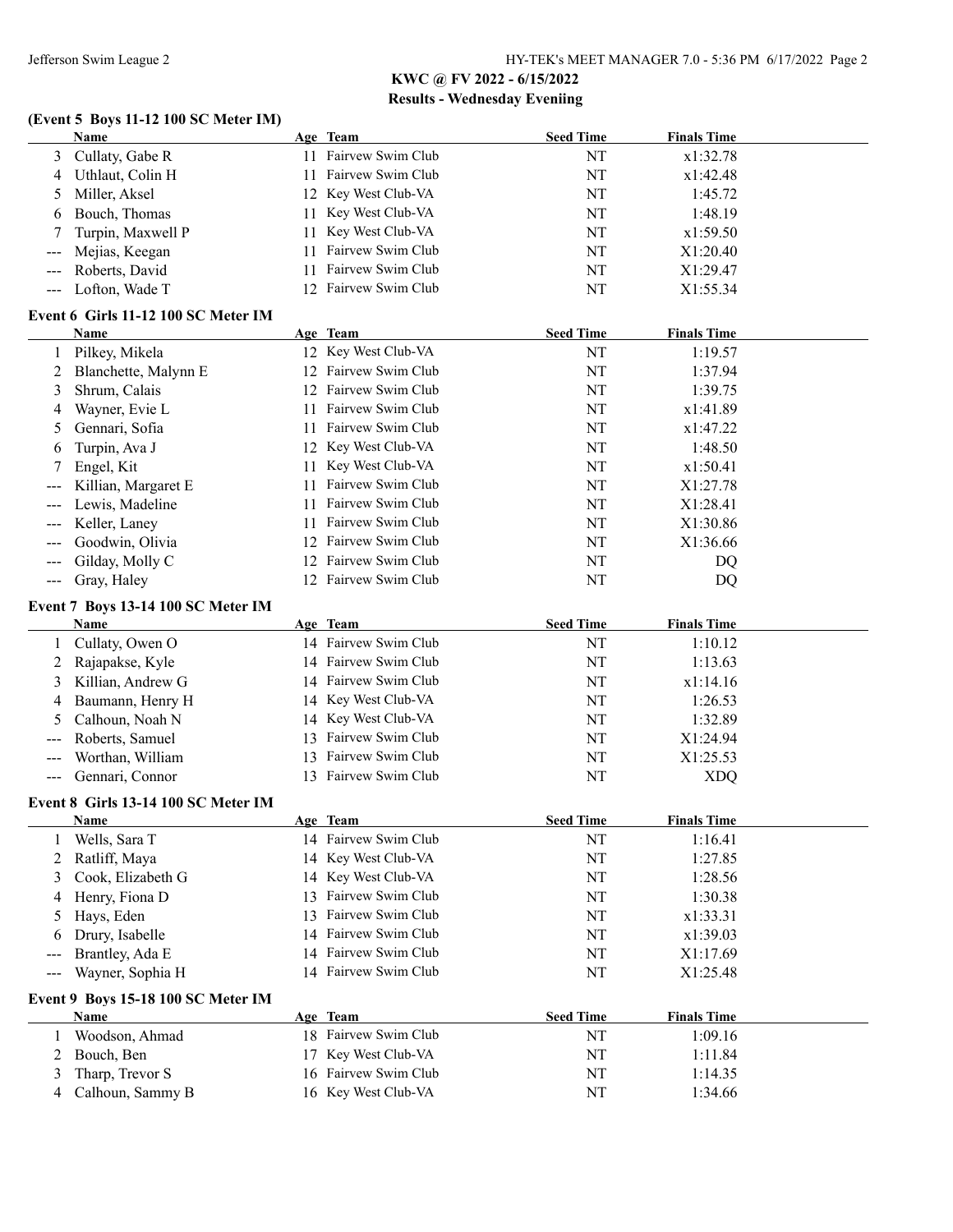## KWC @ FV 2022 - 6/15/2022

### Results - Wednesday Eveniing

#### (Event 5 Boys 11-12 100 SC Meter IM)

| | Name | Age | Team | Seed Time | Finals Time |
|---|---|---|---|---|---|
| 3 | Cullaty, Gabe R | 11 | Fairvew Swim Club | NT | x1:32.78 |
| 4 | Uthlaut, Colin H | 11 | Fairvew Swim Club | NT | x1:42.48 |
| 5 | Miller, Aksel | 12 | Key West Club-VA | NT | 1:45.72 |
| 6 | Bouch, Thomas | 11 | Key West Club-VA | NT | 1:48.19 |
| 7 | Turpin, Maxwell P | 11 | Key West Club-VA | NT | x1:59.50 |
| --- | Mejias, Keegan | 11 | Fairvew Swim Club | NT | X1:20.40 |
| --- | Roberts, David | 11 | Fairvew Swim Club | NT | X1:29.47 |
| --- | Lofton, Wade T | 12 | Fairvew Swim Club | NT | X1:55.34 |

#### Event 6 Girls 11-12 100 SC Meter IM

| | Name | Age | Team | Seed Time | Finals Time |
|---|---|---|---|---|---|
| 1 | Pilkey, Mikela | 12 | Key West Club-VA | NT | 1:19.57 |
| 2 | Blanchette, Malynn E | 12 | Fairvew Swim Club | NT | 1:37.94 |
| 3 | Shrum, Calais | 12 | Fairvew Swim Club | NT | 1:39.75 |
| 4 | Wayner, Evie L | 11 | Fairvew Swim Club | NT | x1:41.89 |
| 5 | Gennari, Sofia | 11 | Fairvew Swim Club | NT | x1:47.22 |
| 6 | Turpin, Ava J | 12 | Key West Club-VA | NT | 1:48.50 |
| 7 | Engel, Kit | 11 | Key West Club-VA | NT | x1:50.41 |
| --- | Killian, Margaret E | 11 | Fairvew Swim Club | NT | X1:27.78 |
| --- | Lewis, Madeline | 11 | Fairvew Swim Club | NT | X1:28.41 |
| --- | Keller, Laney | 11 | Fairvew Swim Club | NT | X1:30.86 |
| --- | Goodwin, Olivia | 12 | Fairvew Swim Club | NT | X1:36.66 |
| --- | Gilday, Molly C | 12 | Fairvew Swim Club | NT | DQ |
| --- | Gray, Haley | 12 | Fairvew Swim Club | NT | DQ |

#### Event 7 Boys 13-14 100 SC Meter IM

| | Name | Age | Team | Seed Time | Finals Time |
|---|---|---|---|---|---|
| 1 | Cullaty, Owen O | 14 | Fairvew Swim Club | NT | 1:10.12 |
| 2 | Rajapakse, Kyle | 14 | Fairvew Swim Club | NT | 1:13.63 |
| 3 | Killian, Andrew G | 14 | Fairvew Swim Club | NT | x1:14.16 |
| 4 | Baumann, Henry H | 14 | Key West Club-VA | NT | 1:26.53 |
| 5 | Calhoun, Noah N | 14 | Key West Club-VA | NT | 1:32.89 |
| --- | Roberts, Samuel | 13 | Fairvew Swim Club | NT | X1:24.94 |
| --- | Worthan, William | 13 | Fairvew Swim Club | NT | X1:25.53 |
| --- | Gennari, Connor | 13 | Fairvew Swim Club | NT | XDQ |

#### Event 8 Girls 13-14 100 SC Meter IM

| | Name | Age | Team | Seed Time | Finals Time |
|---|---|---|---|---|---|
| 1 | Wells, Sara T | 14 | Fairvew Swim Club | NT | 1:16.41 |
| 2 | Ratliff, Maya | 14 | Key West Club-VA | NT | 1:27.85 |
| 3 | Cook, Elizabeth G | 14 | Key West Club-VA | NT | 1:28.56 |
| 4 | Henry, Fiona D | 13 | Fairvew Swim Club | NT | 1:30.38 |
| 5 | Hays, Eden | 13 | Fairvew Swim Club | NT | x1:33.31 |
| 6 | Drury, Isabelle | 14 | Fairvew Swim Club | NT | x1:39.03 |
| --- | Brantley, Ada E | 14 | Fairvew Swim Club | NT | X1:17.69 |
| --- | Wayner, Sophia H | 14 | Fairvew Swim Club | NT | X1:25.48 |

#### Event 9 Boys 15-18 100 SC Meter IM

| | Name | Age | Team | Seed Time | Finals Time |
|---|---|---|---|---|---|
| 1 | Woodson, Ahmad | 18 | Fairvew Swim Club | NT | 1:09.16 |
| 2 | Bouch, Ben | 17 | Key West Club-VA | NT | 1:11.84 |
| 3 | Tharp, Trevor S | 16 | Fairvew Swim Club | NT | 1:14.35 |
| 4 | Calhoun, Sammy B | 16 | Key West Club-VA | NT | 1:34.66 |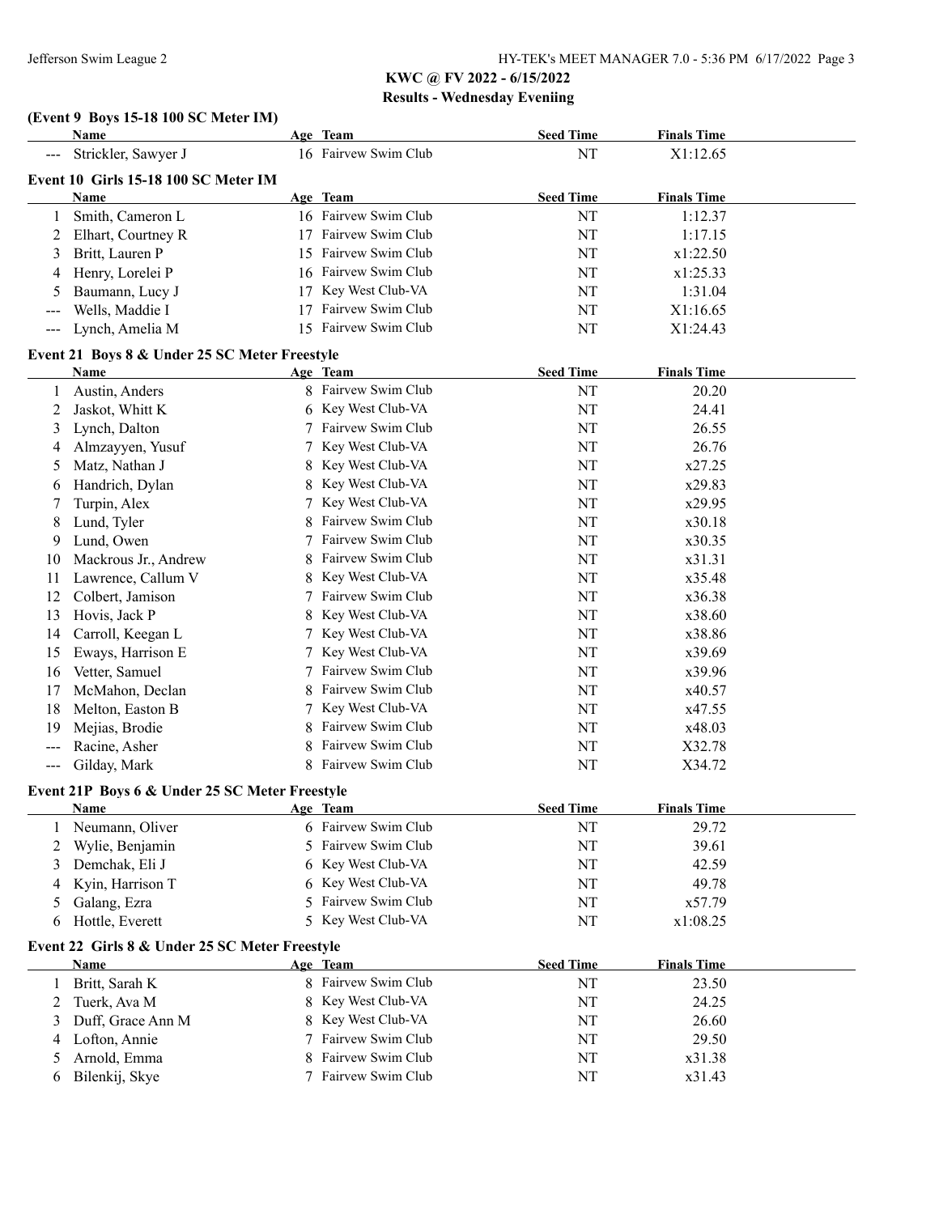## KWC @ FV 2022 - 6/15/2022

### Results - Wednesday Eveniing

**(Event 9 Boys 15-18 100 SC Meter IM)**

| | Name | Age | Team | Seed Time | Finals Time |
|---|---|---|---|---|---|
| --- | Strickler, Sawyer J | 16 | Fairvew Swim Club | NT | X1:12.65 |

**Event 10 Girls 15-18 100 SC Meter IM**

| | Name | Age | Team | Seed Time | Finals Time |
|---|---|---|---|---|---|
| 1 | Smith, Cameron L | 16 | Fairvew Swim Club | NT | 1:12.37 |
| 2 | Elhart, Courtney R | 17 | Fairvew Swim Club | NT | 1:17.15 |
| 3 | Britt, Lauren P | 15 | Fairvew Swim Club | NT | x1:22.50 |
| 4 | Henry, Lorelei P | 16 | Fairvew Swim Club | NT | x1:25.33 |
| 5 | Baumann, Lucy J | 17 | Key West Club-VA | NT | 1:31.04 |
| --- | Wells, Maddie I | 17 | Fairvew Swim Club | NT | X1:16.65 |
| --- | Lynch, Amelia M | 15 | Fairvew Swim Club | NT | X1:24.43 |

**Event 21 Boys 8 & Under 25 SC Meter Freestyle**

| | Name | Age | Team | Seed Time | Finals Time |
|---|---|---|---|---|---|
| 1 | Austin, Anders | 8 | Fairvew Swim Club | NT | 20.20 |
| 2 | Jaskot, Whitt K | 6 | Key West Club-VA | NT | 24.41 |
| 3 | Lynch, Dalton | 7 | Fairvew Swim Club | NT | 26.55 |
| 4 | Almzayyen, Yusuf | 7 | Key West Club-VA | NT | 26.76 |
| 5 | Matz, Nathan J | 8 | Key West Club-VA | NT | x27.25 |
| 6 | Handrich, Dylan | 8 | Key West Club-VA | NT | x29.83 |
| 7 | Turpin, Alex | 7 | Key West Club-VA | NT | x29.95 |
| 8 | Lund, Tyler | 8 | Fairvew Swim Club | NT | x30.18 |
| 9 | Lund, Owen | 7 | Fairvew Swim Club | NT | x30.35 |
| 10 | Mackrous Jr., Andrew | 8 | Fairvew Swim Club | NT | x31.31 |
| 11 | Lawrence, Callum V | 8 | Key West Club-VA | NT | x35.48 |
| 12 | Colbert, Jamison | 7 | Fairvew Swim Club | NT | x36.38 |
| 13 | Hovis, Jack P | 8 | Key West Club-VA | NT | x38.60 |
| 14 | Carroll, Keegan L | 7 | Key West Club-VA | NT | x38.86 |
| 15 | Eways, Harrison E | 7 | Key West Club-VA | NT | x39.69 |
| 16 | Vetter, Samuel | 7 | Fairvew Swim Club | NT | x39.96 |
| 17 | McMahon, Declan | 8 | Fairvew Swim Club | NT | x40.57 |
| 18 | Melton, Easton B | 7 | Key West Club-VA | NT | x47.55 |
| 19 | Mejias, Brodie | 8 | Fairvew Swim Club | NT | x48.03 |
| --- | Racine, Asher | 8 | Fairvew Swim Club | NT | X32.78 |
| --- | Gilday, Mark | 8 | Fairvew Swim Club | NT | X34.72 |

**Event 21P Boys 6 & Under 25 SC Meter Freestyle**

| | Name | Age | Team | Seed Time | Finals Time |
|---|---|---|---|---|---|
| 1 | Neumann, Oliver | 6 | Fairvew Swim Club | NT | 29.72 |
| 2 | Wylie, Benjamin | 5 | Fairvew Swim Club | NT | 39.61 |
| 3 | Demchak, Eli J | 6 | Key West Club-VA | NT | 42.59 |
| 4 | Kyin, Harrison T | 6 | Key West Club-VA | NT | 49.78 |
| 5 | Galang, Ezra | 5 | Fairvew Swim Club | NT | x57.79 |
| 6 | Hottle, Everett | 5 | Key West Club-VA | NT | x1:08.25 |

**Event 22 Girls 8 & Under 25 SC Meter Freestyle**

| | Name | Age | Team | Seed Time | Finals Time |
|---|---|---|---|---|---|
| 1 | Britt, Sarah K | 8 | Fairvew Swim Club | NT | 23.50 |
| 2 | Tuerk, Ava M | 8 | Key West Club-VA | NT | 24.25 |
| 3 | Duff, Grace Ann M | 8 | Key West Club-VA | NT | 26.60 |
| 4 | Lofton, Annie | 7 | Fairvew Swim Club | NT | 29.50 |
| 5 | Arnold, Emma | 8 | Fairvew Swim Club | NT | x31.38 |
| 6 | Bilenkij, Skye | 7 | Fairvew Swim Club | NT | x31.43 |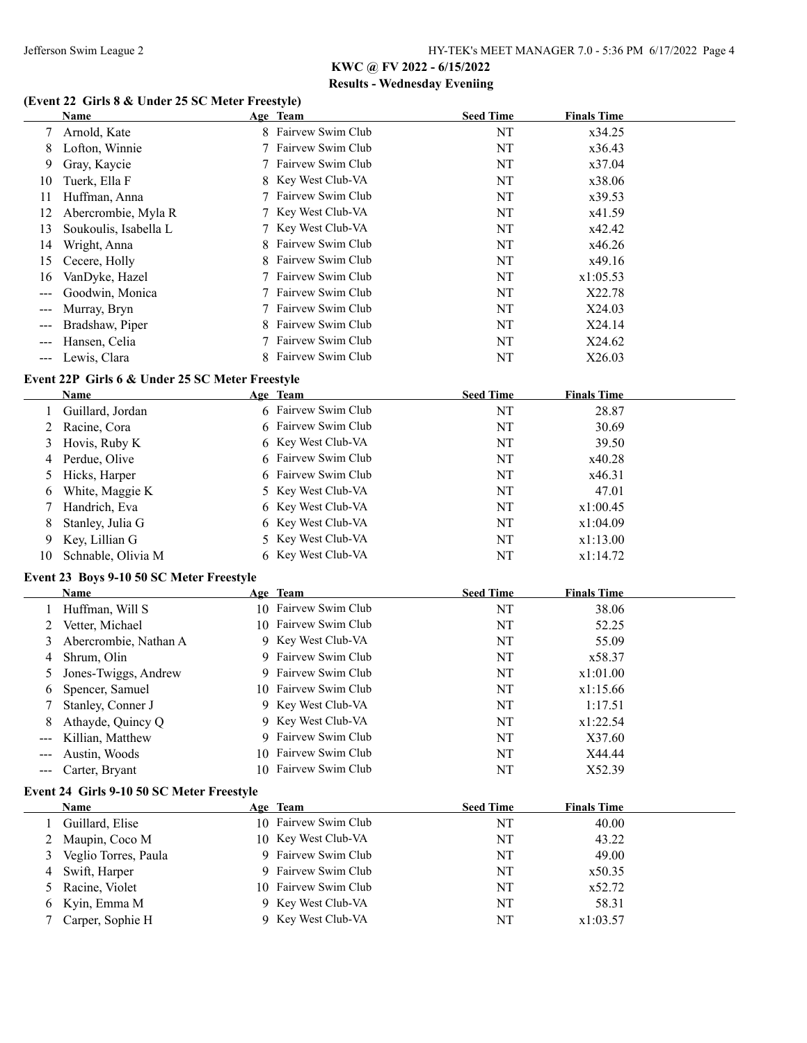## KWC @ FV 2022 - 6/15/2022

### Results - Wednesday Eveniing

#### (Event 22 Girls 8 & Under 25 SC Meter Freestyle)

| | Name | Age | Team | Seed Time | Finals Time |
|---|---|---|---|---|---|
| 7 | Arnold, Kate | 8 | Fairvew Swim Club | NT | x34.25 |
| 8 | Lofton, Winnie | 7 | Fairvew Swim Club | NT | x36.43 |
| 9 | Gray, Kaycie | 7 | Fairvew Swim Club | NT | x37.04 |
| 10 | Tuerk, Ella F | 8 | Key West Club-VA | NT | x38.06 |
| 11 | Huffman, Anna | 7 | Fairvew Swim Club | NT | x39.53 |
| 12 | Abercrombie, Myla R | 7 | Key West Club-VA | NT | x41.59 |
| 13 | Soukoulis, Isabella L | 7 | Key West Club-VA | NT | x42.42 |
| 14 | Wright, Anna | 8 | Fairvew Swim Club | NT | x46.26 |
| 15 | Cecere, Holly | 8 | Fairvew Swim Club | NT | x49.16 |
| 16 | VanDyke, Hazel | 7 | Fairvew Swim Club | NT | x1:05.53 |
| --- | Goodwin, Monica | 7 | Fairvew Swim Club | NT | X22.78 |
| --- | Murray, Bryn | 7 | Fairvew Swim Club | NT | X24.03 |
| --- | Bradshaw, Piper | 8 | Fairvew Swim Club | NT | X24.14 |
| --- | Hansen, Celia | 7 | Fairvew Swim Club | NT | X24.62 |
| --- | Lewis, Clara | 8 | Fairvew Swim Club | NT | X26.03 |

#### Event 22P Girls 6 & Under 25 SC Meter Freestyle

| | Name | Age | Team | Seed Time | Finals Time |
|---|---|---|---|---|---|
| 1 | Guillard, Jordan | 6 | Fairvew Swim Club | NT | 28.87 |
| 2 | Racine, Cora | 6 | Fairvew Swim Club | NT | 30.69 |
| 3 | Hovis, Ruby K | 6 | Key West Club-VA | NT | 39.50 |
| 4 | Perdue, Olive | 6 | Fairvew Swim Club | NT | x40.28 |
| 5 | Hicks, Harper | 6 | Fairvew Swim Club | NT | x46.31 |
| 6 | White, Maggie K | 5 | Key West Club-VA | NT | 47.01 |
| 7 | Handrich, Eva | 6 | Key West Club-VA | NT | x1:00.45 |
| 8 | Stanley, Julia G | 6 | Key West Club-VA | NT | x1:04.09 |
| 9 | Key, Lillian G | 5 | Key West Club-VA | NT | x1:13.00 |
| 10 | Schnable, Olivia M | 6 | Key West Club-VA | NT | x1:14.72 |

#### Event 23 Boys 9-10 50 SC Meter Freestyle

| | Name | Age | Team | Seed Time | Finals Time |
|---|---|---|---|---|---|
| 1 | Huffman, Will S | 10 | Fairvew Swim Club | NT | 38.06 |
| 2 | Vetter, Michael | 10 | Fairvew Swim Club | NT | 52.25 |
| 3 | Abercrombie, Nathan A | 9 | Key West Club-VA | NT | 55.09 |
| 4 | Shrum, Olin | 9 | Fairvew Swim Club | NT | x58.37 |
| 5 | Jones-Twiggs, Andrew | 9 | Fairvew Swim Club | NT | x1:01.00 |
| 6 | Spencer, Samuel | 10 | Fairvew Swim Club | NT | x1:15.66 |
| 7 | Stanley, Conner J | 9 | Key West Club-VA | NT | 1:17.51 |
| 8 | Athayde, Quincy Q | 9 | Key West Club-VA | NT | x1:22.54 |
| --- | Killian, Matthew | 9 | Fairvew Swim Club | NT | X37.60 |
| --- | Austin, Woods | 10 | Fairvew Swim Club | NT | X44.44 |
| --- | Carter, Bryant | 10 | Fairvew Swim Club | NT | X52.39 |

#### Event 24 Girls 9-10 50 SC Meter Freestyle

| | Name | Age | Team | Seed Time | Finals Time |
|---|---|---|---|---|---|
| 1 | Guillard, Elise | 10 | Fairvew Swim Club | NT | 40.00 |
| 2 | Maupin, Coco M | 10 | Key West Club-VA | NT | 43.22 |
| 3 | Veglio Torres, Paula | 9 | Fairvew Swim Club | NT | 49.00 |
| 4 | Swift, Harper | 9 | Fairvew Swim Club | NT | x50.35 |
| 5 | Racine, Violet | 10 | Fairvew Swim Club | NT | x52.72 |
| 6 | Kyin, Emma M | 9 | Key West Club-VA | NT | 58.31 |
| 7 | Carper, Sophie H | 9 | Key West Club-VA | NT | x1:03.57 |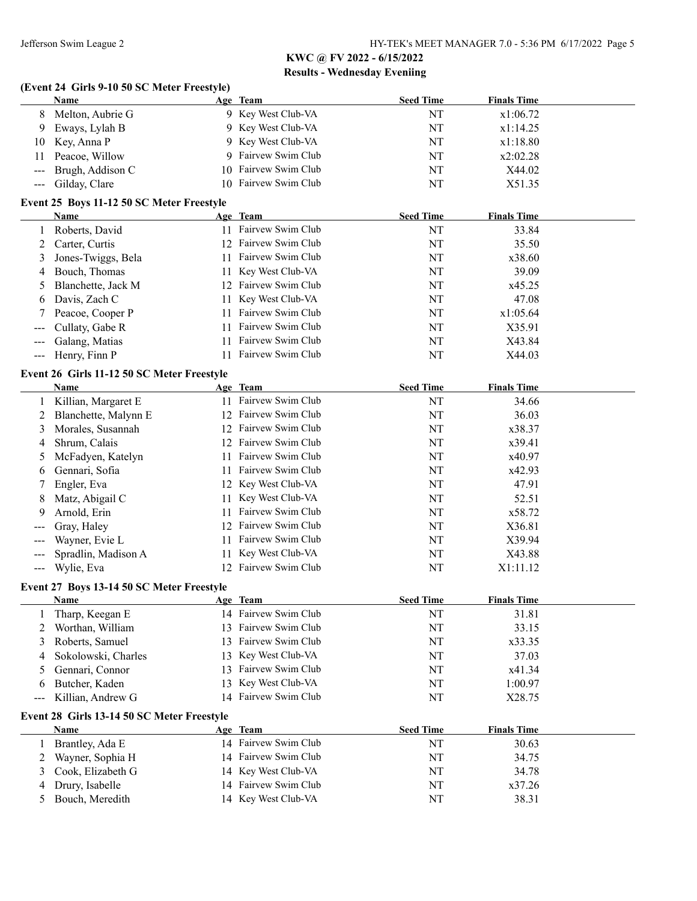## KWC @ FV 2022 - 6/15/2022

### Results - Wednesday Eveniing

#### (Event 24 Girls 9-10 50 SC Meter Freestyle)

| | Name | Age | Team | Seed Time | Finals Time |
|---|---|---|---|---|---|
| 8 | Melton, Aubrie G | 9 | Key West Club-VA | NT | x1:06.72 |
| 9 | Eways, Lylah B | 9 | Key West Club-VA | NT | x1:14.25 |
| 10 | Key, Anna P | 9 | Key West Club-VA | NT | x1:18.80 |
| 11 | Peacoe, Willow | 9 | Fairvew Swim Club | NT | x2:02.28 |
| --- | Brugh, Addison C | 10 | Fairvew Swim Club | NT | X44.02 |
| --- | Gilday, Clare | 10 | Fairvew Swim Club | NT | X51.35 |

#### Event 25 Boys 11-12 50 SC Meter Freestyle

| | Name | Age | Team | Seed Time | Finals Time |
|---|---|---|---|---|---|
| 1 | Roberts, David | 11 | Fairvew Swim Club | NT | 33.84 |
| 2 | Carter, Curtis | 12 | Fairvew Swim Club | NT | 35.50 |
| 3 | Jones-Twiggs, Bela | 11 | Fairvew Swim Club | NT | x38.60 |
| 4 | Bouch, Thomas | 11 | Key West Club-VA | NT | 39.09 |
| 5 | Blanchette, Jack M | 12 | Fairvew Swim Club | NT | x45.25 |
| 6 | Davis, Zach C | 11 | Key West Club-VA | NT | 47.08 |
| 7 | Peacoe, Cooper P | 11 | Fairvew Swim Club | NT | x1:05.64 |
| --- | Cullaty, Gabe R | 11 | Fairvew Swim Club | NT | X35.91 |
| --- | Galang, Matias | 11 | Fairvew Swim Club | NT | X43.84 |
| --- | Henry, Finn P | 11 | Fairvew Swim Club | NT | X44.03 |

#### Event 26 Girls 11-12 50 SC Meter Freestyle

| | Name | Age | Team | Seed Time | Finals Time |
|---|---|---|---|---|---|
| 1 | Killian, Margaret E | 11 | Fairvew Swim Club | NT | 34.66 |
| 2 | Blanchette, Malynn E | 12 | Fairvew Swim Club | NT | 36.03 |
| 3 | Morales, Susannah | 12 | Fairvew Swim Club | NT | x38.37 |
| 4 | Shrum, Calais | 12 | Fairvew Swim Club | NT | x39.41 |
| 5 | McFadyen, Katelyn | 11 | Fairvew Swim Club | NT | x40.97 |
| 6 | Gennari, Sofia | 11 | Fairvew Swim Club | NT | x42.93 |
| 7 | Engler, Eva | 12 | Key West Club-VA | NT | 47.91 |
| 8 | Matz, Abigail C | 11 | Key West Club-VA | NT | 52.51 |
| 9 | Arnold, Erin | 11 | Fairvew Swim Club | NT | x58.72 |
| --- | Gray, Haley | 12 | Fairvew Swim Club | NT | X36.81 |
| --- | Wayner, Evie L | 11 | Fairvew Swim Club | NT | X39.94 |
| --- | Spradlin, Madison A | 11 | Key West Club-VA | NT | X43.88 |
| --- | Wylie, Eva | 12 | Fairvew Swim Club | NT | X1:11.12 |

#### Event 27 Boys 13-14 50 SC Meter Freestyle

| | Name | Age | Team | Seed Time | Finals Time |
|---|---|---|---|---|---|
| 1 | Tharp, Keegan E | 14 | Fairvew Swim Club | NT | 31.81 |
| 2 | Worthan, William | 13 | Fairvew Swim Club | NT | 33.15 |
| 3 | Roberts, Samuel | 13 | Fairvew Swim Club | NT | x33.35 |
| 4 | Sokolowski, Charles | 13 | Key West Club-VA | NT | 37.03 |
| 5 | Gennari, Connor | 13 | Fairvew Swim Club | NT | x41.34 |
| 6 | Butcher, Kaden | 13 | Key West Club-VA | NT | 1:00.97 |
| --- | Killian, Andrew G | 14 | Fairvew Swim Club | NT | X28.75 |

#### Event 28 Girls 13-14 50 SC Meter Freestyle

| | Name | Age | Team | Seed Time | Finals Time |
|---|---|---|---|---|---|
| 1 | Brantley, Ada E | 14 | Fairvew Swim Club | NT | 30.63 |
| 2 | Wayner, Sophia H | 14 | Fairvew Swim Club | NT | 34.75 |
| 3 | Cook, Elizabeth G | 14 | Key West Club-VA | NT | 34.78 |
| 4 | Drury, Isabelle | 14 | Fairvew Swim Club | NT | x37.26 |
| 5 | Bouch, Meredith | 14 | Key West Club-VA | NT | 38.31 |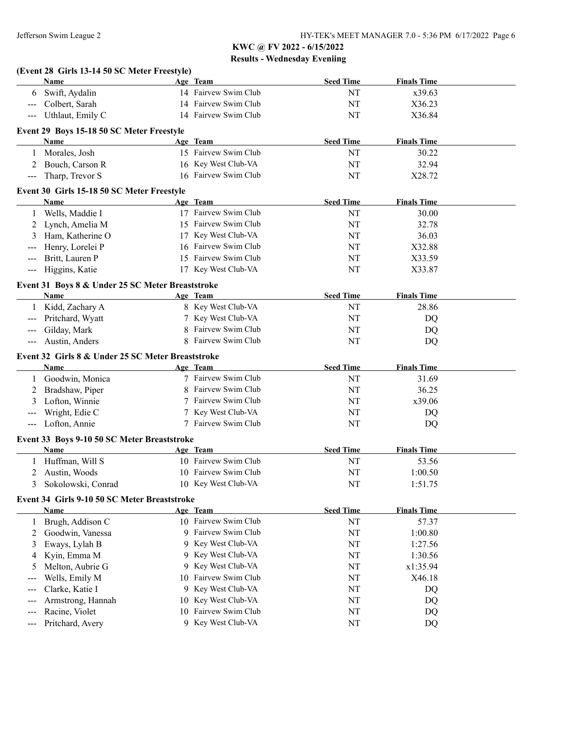# KWC @ FV 2022 - 6/15/2022

## Results - Wednesday Eveniing

### (Event 28 Girls 13-14 50 SC Meter Freestyle)

| | Name | Age | Team | Seed Time | Finals Time |
|---|---|---|---|---|---|
| 6 | Swift, Aydalin | 14 | Fairvew Swim Club | NT | x39.63 |
| --- | Colbert, Sarah | 14 | Fairvew Swim Club | NT | X36.23 |
| --- | Uthlaut, Emily C | 14 | Fairvew Swim Club | NT | X36.84 |

### Event 29 Boys 15-18 50 SC Meter Freestyle

| | Name | Age | Team | Seed Time | Finals Time |
|---|---|---|---|---|---|
| 1 | Morales, Josh | 15 | Fairvew Swim Club | NT | 30.22 |
| 2 | Bouch, Carson R | 16 | Key West Club-VA | NT | 32.94 |
| --- | Tharp, Trevor S | 16 | Fairvew Swim Club | NT | X28.72 |

### Event 30 Girls 15-18 50 SC Meter Freestyle

| | Name | Age | Team | Seed Time | Finals Time |
|---|---|---|---|---|---|
| 1 | Wells, Maddie I | 17 | Fairvew Swim Club | NT | 30.00 |
| 2 | Lynch, Amelia M | 15 | Fairvew Swim Club | NT | 32.78 |
| 3 | Ham, Katherine O | 17 | Key West Club-VA | NT | 36.03 |
| --- | Henry, Lorelei P | 16 | Fairvew Swim Club | NT | X32.88 |
| --- | Britt, Lauren P | 15 | Fairvew Swim Club | NT | X33.59 |
| --- | Higgins, Katie | 17 | Key West Club-VA | NT | X33.87 |

### Event 31 Boys 8 & Under 25 SC Meter Breaststroke

| | Name | Age | Team | Seed Time | Finals Time |
|---|---|---|---|---|---|
| 1 | Kidd, Zachary A | 8 | Key West Club-VA | NT | 28.86 |
| --- | Pritchard, Wyatt | 7 | Key West Club-VA | NT | DQ |
| --- | Gilday, Mark | 8 | Fairvew Swim Club | NT | DQ |
| --- | Austin, Anders | 8 | Fairvew Swim Club | NT | DQ |

### Event 32 Girls 8 & Under 25 SC Meter Breaststroke

| | Name | Age | Team | Seed Time | Finals Time |
|---|---|---|---|---|---|
| 1 | Goodwin, Monica | 7 | Fairvew Swim Club | NT | 31.69 |
| 2 | Bradshaw, Piper | 8 | Fairvew Swim Club | NT | 36.25 |
| 3 | Lofton, Winnie | 7 | Fairvew Swim Club | NT | x39.06 |
| --- | Wright, Edie C | 7 | Key West Club-VA | NT | DQ |
| --- | Lofton, Annie | 7 | Fairvew Swim Club | NT | DQ |

### Event 33 Boys 9-10 50 SC Meter Breaststroke

| | Name | Age | Team | Seed Time | Finals Time |
|---|---|---|---|---|---|
| 1 | Huffman, Will S | 10 | Fairvew Swim Club | NT | 53.56 |
| 2 | Austin, Woods | 10 | Fairvew Swim Club | NT | 1:00.50 |
| 3 | Sokolowski, Conrad | 10 | Key West Club-VA | NT | 1:51.75 |

### Event 34 Girls 9-10 50 SC Meter Breaststroke

| | Name | Age | Team | Seed Time | Finals Time |
|---|---|---|---|---|---|
| 1 | Brugh, Addison C | 10 | Fairvew Swim Club | NT | 57.37 |
| 2 | Goodwin, Vanessa | 9 | Fairvew Swim Club | NT | 1:00.80 |
| 3 | Eways, Lylah B | 9 | Key West Club-VA | NT | 1:27.56 |
| 4 | Kyin, Emma M | 9 | Key West Club-VA | NT | 1:30.56 |
| 5 | Melton, Aubrie G | 9 | Key West Club-VA | NT | x1:35.94 |
| --- | Wells, Emily M | 10 | Fairvew Swim Club | NT | X46.18 |
| --- | Clarke, Katie I | 9 | Key West Club-VA | NT | DQ |
| --- | Armstrong, Hannah | 10 | Key West Club-VA | NT | DQ |
| --- | Racine, Violet | 10 | Fairvew Swim Club | NT | DQ |
| --- | Pritchard, Avery | 9 | Key West Club-VA | NT | DQ |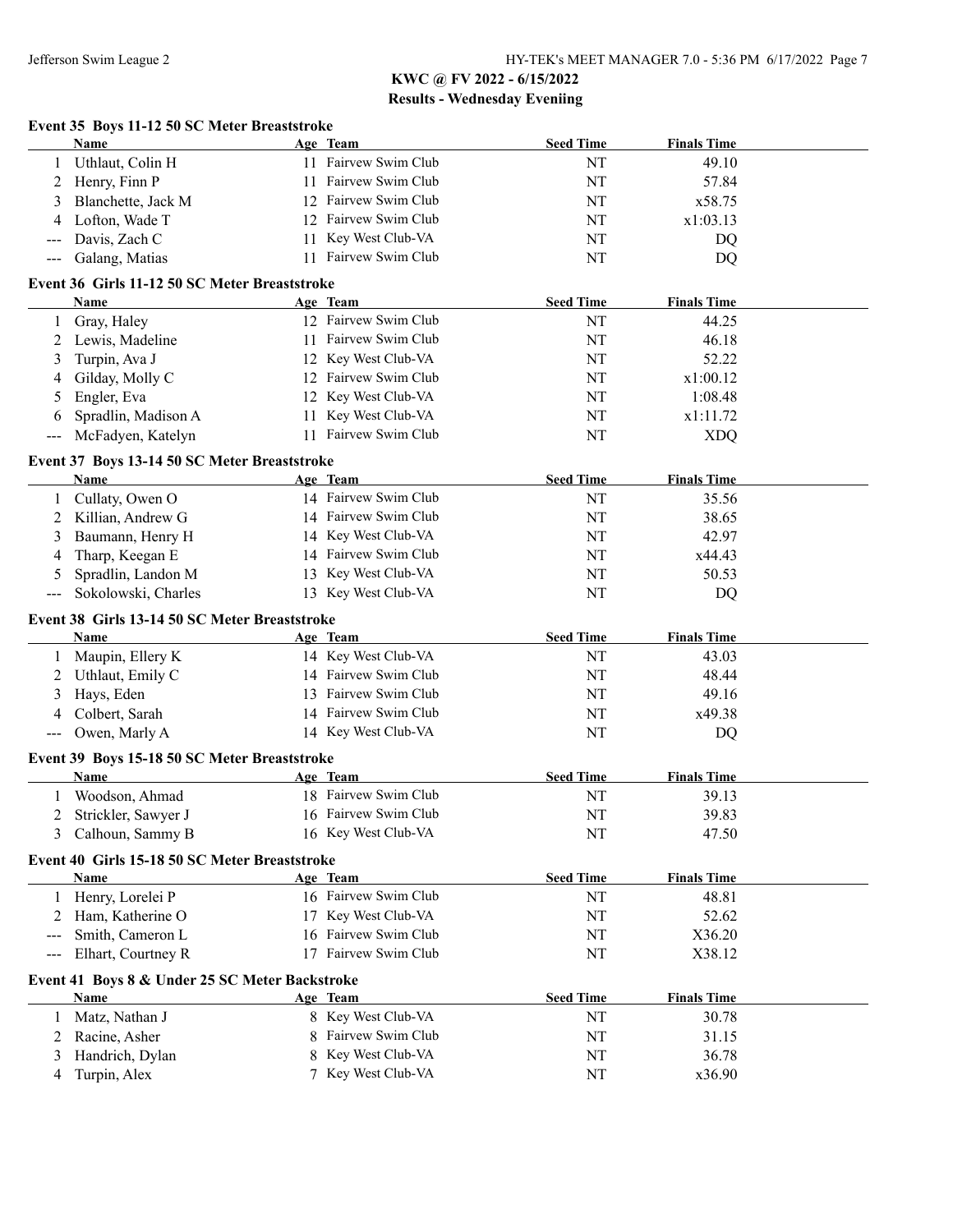## KWC @ FV 2022 - 6/15/2022

### Results - Wednesday Eveniing

#### Event 35 Boys 11-12 50 SC Meter Breaststroke

| | Name | Age | Team | Seed Time | Finals Time |
|---|---|---|---|---|---|
| 1 | Uthlaut, Colin H | 11 | Fairvew Swim Club | NT | 49.10 |
| 2 | Henry, Finn P | 11 | Fairvew Swim Club | NT | 57.84 |
| 3 | Blanchette, Jack M | 12 | Fairvew Swim Club | NT | x58.75 |
| 4 | Lofton, Wade T | 12 | Fairvew Swim Club | NT | x1:03.13 |
| --- | Davis, Zach C | 11 | Key West Club-VA | NT | DQ |
| --- | Galang, Matias | 11 | Fairvew Swim Club | NT | DQ |

#### Event 36 Girls 11-12 50 SC Meter Breaststroke

| | Name | Age | Team | Seed Time | Finals Time |
|---|---|---|---|---|---|
| 1 | Gray, Haley | 12 | Fairvew Swim Club | NT | 44.25 |
| 2 | Lewis, Madeline | 11 | Fairvew Swim Club | NT | 46.18 |
| 3 | Turpin, Ava J | 12 | Key West Club-VA | NT | 52.22 |
| 4 | Gilday, Molly C | 12 | Fairvew Swim Club | NT | x1:00.12 |
| 5 | Engler, Eva | 12 | Key West Club-VA | NT | 1:08.48 |
| 6 | Spradlin, Madison A | 11 | Key West Club-VA | NT | x1:11.72 |
| --- | McFadyen, Katelyn | 11 | Fairvew Swim Club | NT | XDQ |

#### Event 37 Boys 13-14 50 SC Meter Breaststroke

| | Name | Age | Team | Seed Time | Finals Time |
|---|---|---|---|---|---|
| 1 | Cullaty, Owen O | 14 | Fairvew Swim Club | NT | 35.56 |
| 2 | Killian, Andrew G | 14 | Fairvew Swim Club | NT | 38.65 |
| 3 | Baumann, Henry H | 14 | Key West Club-VA | NT | 42.97 |
| 4 | Tharp, Keegan E | 14 | Fairvew Swim Club | NT | x44.43 |
| 5 | Spradlin, Landon M | 13 | Key West Club-VA | NT | 50.53 |
| --- | Sokolowski, Charles | 13 | Key West Club-VA | NT | DQ |

#### Event 38 Girls 13-14 50 SC Meter Breaststroke

| | Name | Age | Team | Seed Time | Finals Time |
|---|---|---|---|---|---|
| 1 | Maupin, Ellery K | 14 | Key West Club-VA | NT | 43.03 |
| 2 | Uthlaut, Emily C | 14 | Fairvew Swim Club | NT | 48.44 |
| 3 | Hays, Eden | 13 | Fairvew Swim Club | NT | 49.16 |
| 4 | Colbert, Sarah | 14 | Fairvew Swim Club | NT | x49.38 |
| --- | Owen, Marly A | 14 | Key West Club-VA | NT | DQ |

#### Event 39 Boys 15-18 50 SC Meter Breaststroke

| | Name | Age | Team | Seed Time | Finals Time |
|---|---|---|---|---|---|
| 1 | Woodson, Ahmad | 18 | Fairvew Swim Club | NT | 39.13 |
| 2 | Strickler, Sawyer J | 16 | Fairvew Swim Club | NT | 39.83 |
| 3 | Calhoun, Sammy B | 16 | Key West Club-VA | NT | 47.50 |

#### Event 40 Girls 15-18 50 SC Meter Breaststroke

| | Name | Age | Team | Seed Time | Finals Time |
|---|---|---|---|---|---|
| 1 | Henry, Lorelei P | 16 | Fairvew Swim Club | NT | 48.81 |
| 2 | Ham, Katherine O | 17 | Key West Club-VA | NT | 52.62 |
| --- | Smith, Cameron L | 16 | Fairvew Swim Club | NT | X36.20 |
| --- | Elhart, Courtney R | 17 | Fairvew Swim Club | NT | X38.12 |

#### Event 41 Boys 8 & Under 25 SC Meter Backstroke

| | Name | Age | Team | Seed Time | Finals Time |
|---|---|---|---|---|---|
| 1 | Matz, Nathan J | 8 | Key West Club-VA | NT | 30.78 |
| 2 | Racine, Asher | 8 | Fairvew Swim Club | NT | 31.15 |
| 3 | Handrich, Dylan | 8 | Key West Club-VA | NT | 36.78 |
| 4 | Turpin, Alex | 7 | Key West Club-VA | NT | x36.90 |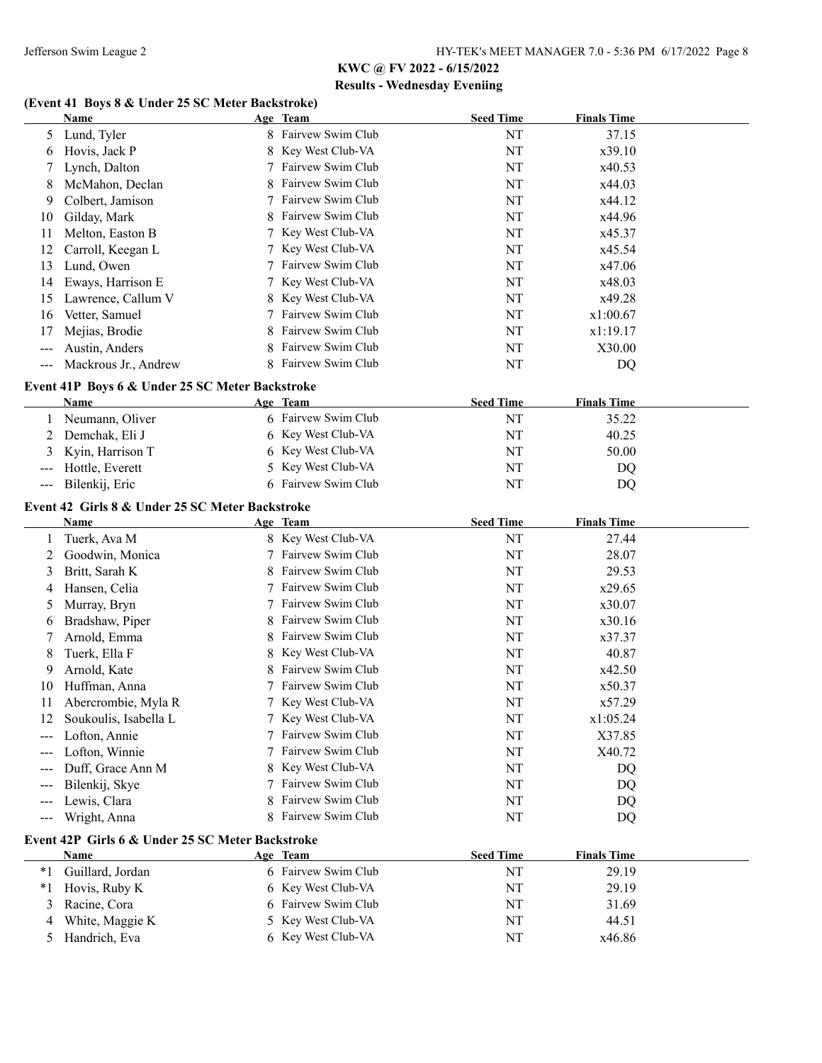## KWC @ FV 2022 - 6/15/2022

### Results - Wednesday Eveniing

**(Event 41 Boys 8 & Under 25 SC Meter Backstroke)**

| | Name | Age | Team | Seed Time | Finals Time |
|---|---|---|---|---|---|
| 5 | Lund, Tyler | 8 | Fairvew Swim Club | NT | 37.15 |
| 6 | Hovis, Jack P | 8 | Key West Club-VA | NT | x39.10 |
| 7 | Lynch, Dalton | 7 | Fairvew Swim Club | NT | x40.53 |
| 8 | McMahon, Declan | 8 | Fairvew Swim Club | NT | x44.03 |
| 9 | Colbert, Jamison | 7 | Fairvew Swim Club | NT | x44.12 |
| 10 | Gilday, Mark | 8 | Fairvew Swim Club | NT | x44.96 |
| 11 | Melton, Easton B | 7 | Key West Club-VA | NT | x45.37 |
| 12 | Carroll, Keegan L | 7 | Key West Club-VA | NT | x45.54 |
| 13 | Lund, Owen | 7 | Fairvew Swim Club | NT | x47.06 |
| 14 | Eways, Harrison E | 7 | Key West Club-VA | NT | x48.03 |
| 15 | Lawrence, Callum V | 8 | Key West Club-VA | NT | x49.28 |
| 16 | Vetter, Samuel | 7 | Fairvew Swim Club | NT | x1:00.67 |
| 17 | Mejias, Brodie | 8 | Fairvew Swim Club | NT | x1:19.17 |
| --- | Austin, Anders | 8 | Fairvew Swim Club | NT | X30.00 |
| --- | Mackrous Jr., Andrew | 8 | Fairvew Swim Club | NT | DQ |

**Event 41P Boys 6 & Under 25 SC Meter Backstroke**

| | Name | Age | Team | Seed Time | Finals Time |
|---|---|---|---|---|---|
| 1 | Neumann, Oliver | 6 | Fairvew Swim Club | NT | 35.22 |
| 2 | Demchak, Eli J | 6 | Key West Club-VA | NT | 40.25 |
| 3 | Kyin, Harrison T | 6 | Key West Club-VA | NT | 50.00 |
| --- | Hottle, Everett | 5 | Key West Club-VA | NT | DQ |
| --- | Bilenkij, Eric | 6 | Fairvew Swim Club | NT | DQ |

**Event 42 Girls 8 & Under 25 SC Meter Backstroke**

| | Name | Age | Team | Seed Time | Finals Time |
|---|---|---|---|---|---|
| 1 | Tuerk, Ava M | 8 | Key West Club-VA | NT | 27.44 |
| 2 | Goodwin, Monica | 7 | Fairvew Swim Club | NT | 28.07 |
| 3 | Britt, Sarah K | 8 | Fairvew Swim Club | NT | 29.53 |
| 4 | Hansen, Celia | 7 | Fairvew Swim Club | NT | x29.65 |
| 5 | Murray, Bryn | 7 | Fairvew Swim Club | NT | x30.07 |
| 6 | Bradshaw, Piper | 8 | Fairvew Swim Club | NT | x30.16 |
| 7 | Arnold, Emma | 8 | Fairvew Swim Club | NT | x37.37 |
| 8 | Tuerk, Ella F | 8 | Key West Club-VA | NT | 40.87 |
| 9 | Arnold, Kate | 8 | Fairvew Swim Club | NT | x42.50 |
| 10 | Huffman, Anna | 7 | Fairvew Swim Club | NT | x50.37 |
| 11 | Abercrombie, Myla R | 7 | Key West Club-VA | NT | x57.29 |
| 12 | Soukoulis, Isabella L | 7 | Key West Club-VA | NT | x1:05.24 |
| --- | Lofton, Annie | 7 | Fairvew Swim Club | NT | X37.85 |
| --- | Lofton, Winnie | 7 | Fairvew Swim Club | NT | X40.72 |
| --- | Duff, Grace Ann M | 8 | Key West Club-VA | NT | DQ |
| --- | Bilenkij, Skye | 7 | Fairvew Swim Club | NT | DQ |
| --- | Lewis, Clara | 8 | Fairvew Swim Club | NT | DQ |
| --- | Wright, Anna | 8 | Fairvew Swim Club | NT | DQ |

**Event 42P Girls 6 & Under 25 SC Meter Backstroke**

| | Name | Age | Team | Seed Time | Finals Time |
|---|---|---|---|---|---|
| *1 | Guillard, Jordan | 6 | Fairvew Swim Club | NT | 29.19 |
| *1 | Hovis, Ruby K | 6 | Key West Club-VA | NT | 29.19 |
| 3 | Racine, Cora | 6 | Fairvew Swim Club | NT | 31.69 |
| 4 | White, Maggie K | 5 | Key West Club-VA | NT | 44.51 |
| 5 | Handrich, Eva | 6 | Key West Club-VA | NT | x46.86 |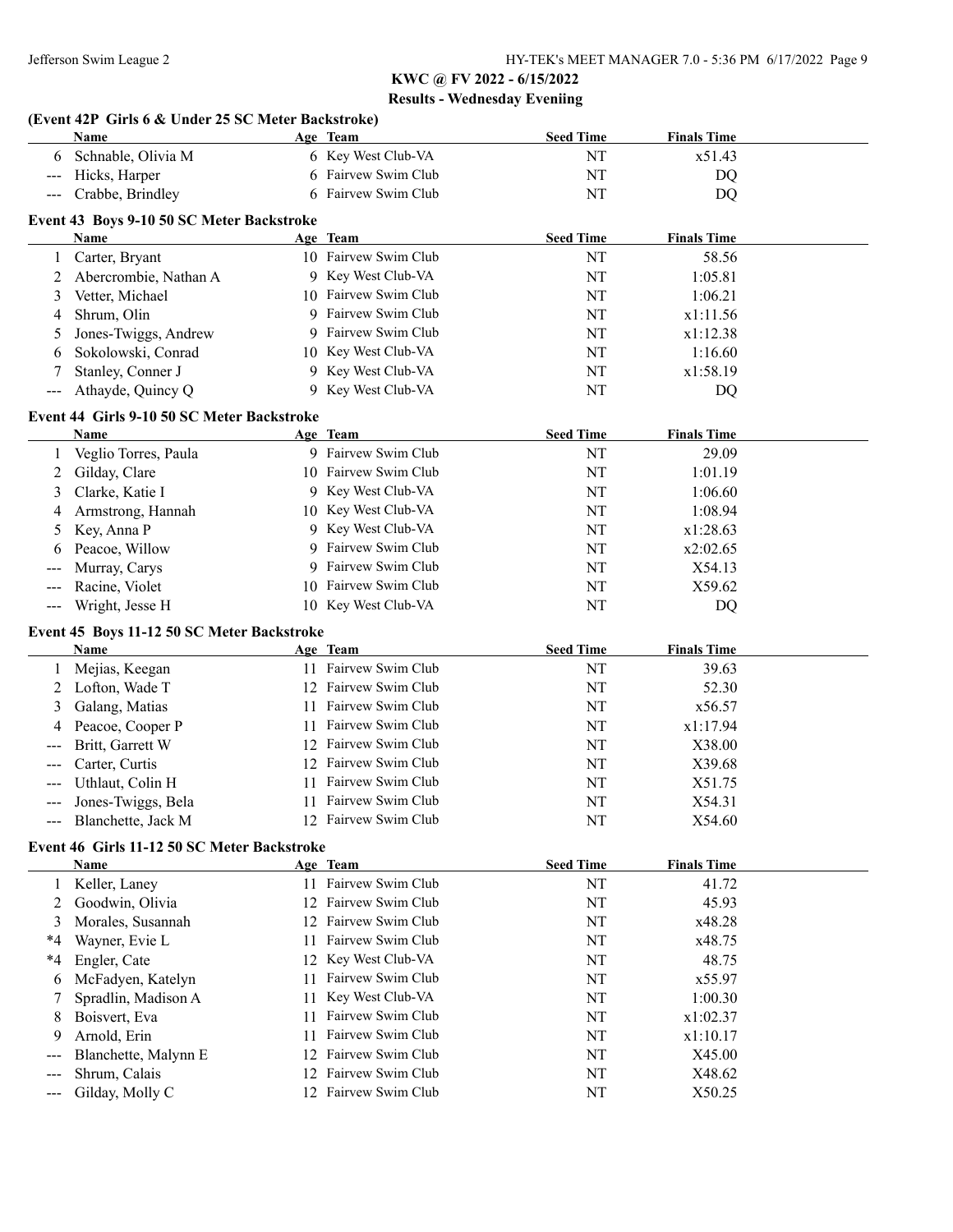**KWC @ FV 2022 - 6/15/2022**

**Results - Wednesday Eveniing**

### (Event 42P Girls 6 & Under 25 SC Meter Backstroke)

| | Name | Age | Team | Seed Time | Finals Time |
|---|---|---|---|---|---|
| 6 | Schnable, Olivia M | 6 | Key West Club-VA | NT | x51.43 |
| --- | Hicks, Harper | 6 | Fairvew Swim Club | NT | DQ |
| --- | Crabbe, Brindley | 6 | Fairvew Swim Club | NT | DQ |

### Event 43 Boys 9-10 50 SC Meter Backstroke

| | Name | Age | Team | Seed Time | Finals Time |
|---|---|---|---|---|---|
| 1 | Carter, Bryant | 10 | Fairvew Swim Club | NT | 58.56 |
| 2 | Abercrombie, Nathan A | 9 | Key West Club-VA | NT | 1:05.81 |
| 3 | Vetter, Michael | 10 | Fairvew Swim Club | NT | 1:06.21 |
| 4 | Shrum, Olin | 9 | Fairvew Swim Club | NT | x1:11.56 |
| 5 | Jones-Twiggs, Andrew | 9 | Fairvew Swim Club | NT | x1:12.38 |
| 6 | Sokolowski, Conrad | 10 | Key West Club-VA | NT | 1:16.60 |
| 7 | Stanley, Conner J | 9 | Key West Club-VA | NT | x1:58.19 |
| --- | Athayde, Quincy Q | 9 | Key West Club-VA | NT | DQ |

### Event 44 Girls 9-10 50 SC Meter Backstroke

| | Name | Age | Team | Seed Time | Finals Time |
|---|---|---|---|---|---|
| 1 | Veglio Torres, Paula | 9 | Fairvew Swim Club | NT | 29.09 |
| 2 | Gilday, Clare | 10 | Fairvew Swim Club | NT | 1:01.19 |
| 3 | Clarke, Katie I | 9 | Key West Club-VA | NT | 1:06.60 |
| 4 | Armstrong, Hannah | 10 | Key West Club-VA | NT | 1:08.94 |
| 5 | Key, Anna P | 9 | Key West Club-VA | NT | x1:28.63 |
| 6 | Peacoe, Willow | 9 | Fairvew Swim Club | NT | x2:02.65 |
| --- | Murray, Carys | 9 | Fairvew Swim Club | NT | X54.13 |
| --- | Racine, Violet | 10 | Fairvew Swim Club | NT | X59.62 |
| --- | Wright, Jesse H | 10 | Key West Club-VA | NT | DQ |

### Event 45 Boys 11-12 50 SC Meter Backstroke

| | Name | Age | Team | Seed Time | Finals Time |
|---|---|---|---|---|---|
| 1 | Mejias, Keegan | 11 | Fairvew Swim Club | NT | 39.63 |
| 2 | Lofton, Wade T | 12 | Fairvew Swim Club | NT | 52.30 |
| 3 | Galang, Matias | 11 | Fairvew Swim Club | NT | x56.57 |
| 4 | Peacoe, Cooper P | 11 | Fairvew Swim Club | NT | x1:17.94 |
| --- | Britt, Garrett W | 12 | Fairvew Swim Club | NT | X38.00 |
| --- | Carter, Curtis | 12 | Fairvew Swim Club | NT | X39.68 |
| --- | Uthlaut, Colin H | 11 | Fairvew Swim Club | NT | X51.75 |
| --- | Jones-Twiggs, Bela | 11 | Fairvew Swim Club | NT | X54.31 |
| --- | Blanchette, Jack M | 12 | Fairvew Swim Club | NT | X54.60 |

### Event 46 Girls 11-12 50 SC Meter Backstroke

| | Name | Age | Team | Seed Time | Finals Time |
|---|---|---|---|---|---|
| 1 | Keller, Laney | 11 | Fairvew Swim Club | NT | 41.72 |
| 2 | Goodwin, Olivia | 12 | Fairvew Swim Club | NT | 45.93 |
| 3 | Morales, Susannah | 12 | Fairvew Swim Club | NT | x48.28 |
| *4 | Wayner, Evie L | 11 | Fairvew Swim Club | NT | x48.75 |
| *4 | Engler, Cate | 12 | Key West Club-VA | NT | 48.75 |
| 6 | McFadyen, Katelyn | 11 | Fairvew Swim Club | NT | x55.97 |
| 7 | Spradlin, Madison A | 11 | Key West Club-VA | NT | 1:00.30 |
| 8 | Boisvert, Eva | 11 | Fairvew Swim Club | NT | x1:02.37 |
| 9 | Arnold, Erin | 11 | Fairvew Swim Club | NT | x1:10.17 |
| --- | Blanchette, Malynn E | 12 | Fairvew Swim Club | NT | X45.00 |
| --- | Shrum, Calais | 12 | Fairvew Swim Club | NT | X48.62 |
| --- | Gilday, Molly C | 12 | Fairvew Swim Club | NT | X50.25 |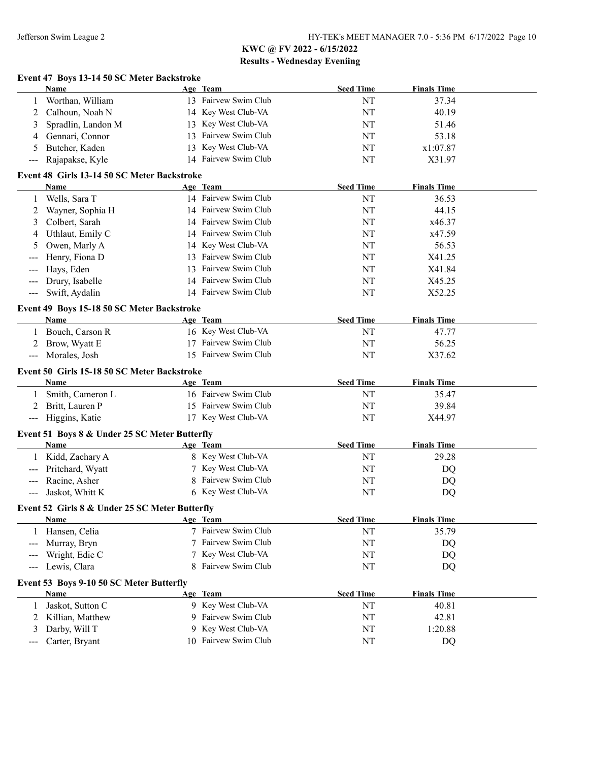## KWC @ FV 2022 - 6/15/2022

### Results - Wednesday Eveniing

#### Event 47 Boys 13-14 50 SC Meter Backstroke

| | Name | Age | Team | Seed Time | Finals Time |
|---|---|---|---|---|---|
| 1 | Worthan, William | 13 | Fairvew Swim Club | NT | 37.34 |
| 2 | Calhoun, Noah N | 14 | Key West Club-VA | NT | 40.19 |
| 3 | Spradlin, Landon M | 13 | Key West Club-VA | NT | 51.46 |
| 4 | Gennari, Connor | 13 | Fairvew Swim Club | NT | 53.18 |
| 5 | Butcher, Kaden | 13 | Key West Club-VA | NT | x1:07.87 |
| --- | Rajapakse, Kyle | 14 | Fairvew Swim Club | NT | X31.97 |

#### Event 48 Girls 13-14 50 SC Meter Backstroke

| | Name | Age | Team | Seed Time | Finals Time |
|---|---|---|---|---|---|
| 1 | Wells, Sara T | 14 | Fairvew Swim Club | NT | 36.53 |
| 2 | Wayner, Sophia H | 14 | Fairvew Swim Club | NT | 44.15 |
| 3 | Colbert, Sarah | 14 | Fairvew Swim Club | NT | x46.37 |
| 4 | Uthlaut, Emily C | 14 | Fairvew Swim Club | NT | x47.59 |
| 5 | Owen, Marly A | 14 | Key West Club-VA | NT | 56.53 |
| --- | Henry, Fiona D | 13 | Fairvew Swim Club | NT | X41.25 |
| --- | Hays, Eden | 13 | Fairvew Swim Club | NT | X41.84 |
| --- | Drury, Isabelle | 14 | Fairvew Swim Club | NT | X45.25 |
| --- | Swift, Aydalin | 14 | Fairvew Swim Club | NT | X52.25 |

#### Event 49 Boys 15-18 50 SC Meter Backstroke

| | Name | Age | Team | Seed Time | Finals Time |
|---|---|---|---|---|---|
| 1 | Bouch, Carson R | 16 | Key West Club-VA | NT | 47.77 |
| 2 | Brow, Wyatt E | 17 | Fairvew Swim Club | NT | 56.25 |
| --- | Morales, Josh | 15 | Fairvew Swim Club | NT | X37.62 |

#### Event 50 Girls 15-18 50 SC Meter Backstroke

| | Name | Age | Team | Seed Time | Finals Time |
|---|---|---|---|---|---|
| 1 | Smith, Cameron L | 16 | Fairvew Swim Club | NT | 35.47 |
| 2 | Britt, Lauren P | 15 | Fairvew Swim Club | NT | 39.84 |
| --- | Higgins, Katie | 17 | Key West Club-VA | NT | X44.97 |

#### Event 51 Boys 8 & Under 25 SC Meter Butterfly

| | Name | Age | Team | Seed Time | Finals Time |
|---|---|---|---|---|---|
| 1 | Kidd, Zachary A | 8 | Key West Club-VA | NT | 29.28 |
| --- | Pritchard, Wyatt | 7 | Key West Club-VA | NT | DQ |
| --- | Racine, Asher | 8 | Fairvew Swim Club | NT | DQ |
| --- | Jaskot, Whitt K | 6 | Key West Club-VA | NT | DQ |

#### Event 52 Girls 8 & Under 25 SC Meter Butterfly

| | Name | Age | Team | Seed Time | Finals Time |
|---|---|---|---|---|---|
| 1 | Hansen, Celia | 7 | Fairvew Swim Club | NT | 35.79 |
| --- | Murray, Bryn | 7 | Fairvew Swim Club | NT | DQ |
| --- | Wright, Edie C | 7 | Key West Club-VA | NT | DQ |
| --- | Lewis, Clara | 8 | Fairvew Swim Club | NT | DQ |

#### Event 53 Boys 9-10 50 SC Meter Butterfly

| | Name | Age | Team | Seed Time | Finals Time |
|---|---|---|---|---|---|
| 1 | Jaskot, Sutton C | 9 | Key West Club-VA | NT | 40.81 |
| 2 | Killian, Matthew | 9 | Fairvew Swim Club | NT | 42.81 |
| 3 | Darby, Will T | 9 | Key West Club-VA | NT | 1:20.88 |
| --- | Carter, Bryant | 10 | Fairvew Swim Club | NT | DQ |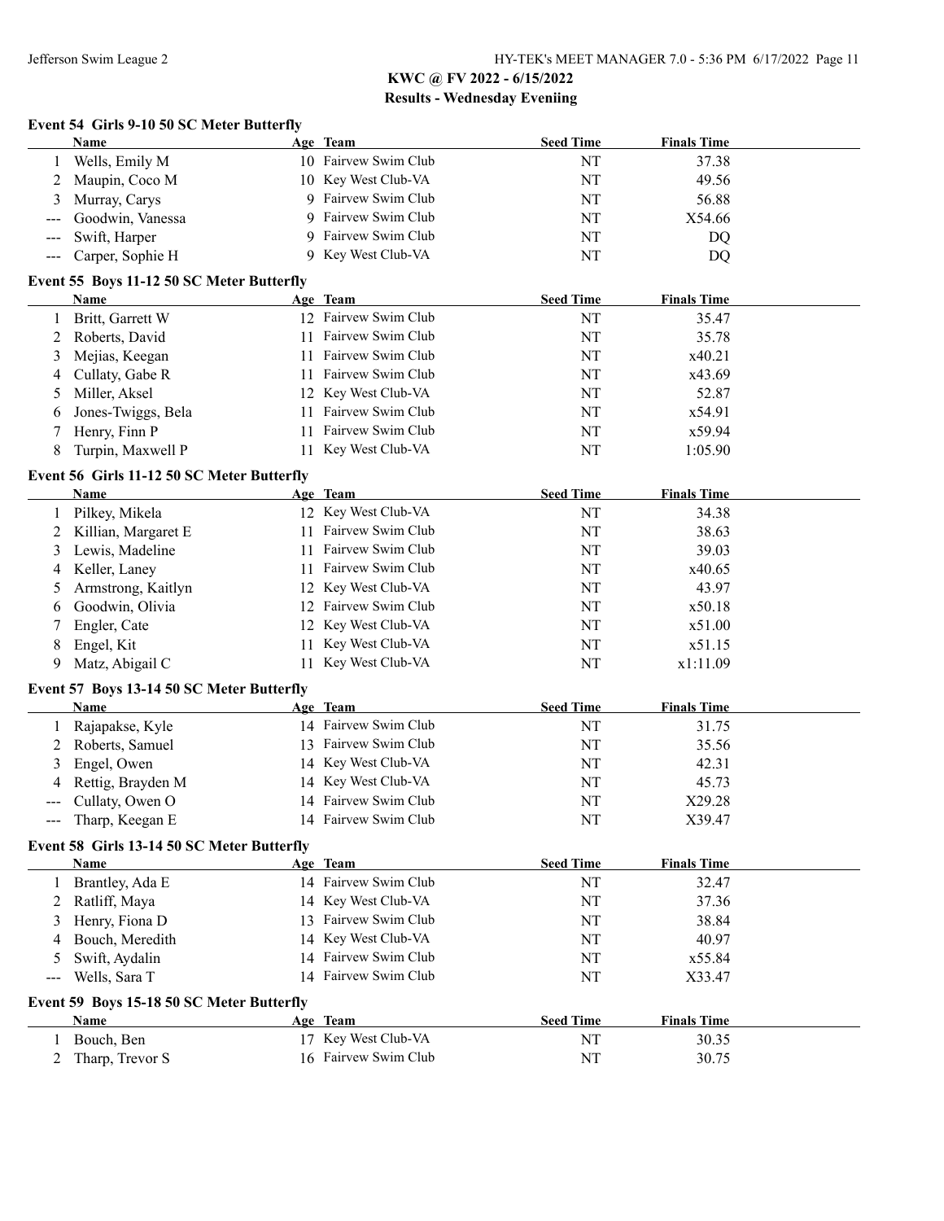# KWC @ FV 2022 - 6/15/2022

## Results - Wednesday Eveniing

### Event 54 Girls 9-10 50 SC Meter Butterfly

| | Name | Age | Team | Seed Time | Finals Time |
|---|---|---|---|---|---|
| 1 | Wells, Emily M | 10 | Fairvew Swim Club | NT | 37.38 |
| 2 | Maupin, Coco M | 10 | Key West Club-VA | NT | 49.56 |
| 3 | Murray, Carys | 9 | Fairvew Swim Club | NT | 56.88 |
| --- | Goodwin, Vanessa | 9 | Fairvew Swim Club | NT | X54.66 |
| --- | Swift, Harper | 9 | Fairvew Swim Club | NT | DQ |
| --- | Carper, Sophie H | 9 | Key West Club-VA | NT | DQ |

### Event 55 Boys 11-12 50 SC Meter Butterfly

| | Name | Age | Team | Seed Time | Finals Time |
|---|---|---|---|---|---|
| 1 | Britt, Garrett W | 12 | Fairvew Swim Club | NT | 35.47 |
| 2 | Roberts, David | 11 | Fairvew Swim Club | NT | 35.78 |
| 3 | Mejias, Keegan | 11 | Fairvew Swim Club | NT | x40.21 |
| 4 | Cullaty, Gabe R | 11 | Fairvew Swim Club | NT | x43.69 |
| 5 | Miller, Aksel | 12 | Key West Club-VA | NT | 52.87 |
| 6 | Jones-Twiggs, Bela | 11 | Fairvew Swim Club | NT | x54.91 |
| 7 | Henry, Finn P | 11 | Fairvew Swim Club | NT | x59.94 |
| 8 | Turpin, Maxwell P | 11 | Key West Club-VA | NT | 1:05.90 |

### Event 56 Girls 11-12 50 SC Meter Butterfly

| | Name | Age | Team | Seed Time | Finals Time |
|---|---|---|---|---|---|
| 1 | Pilkey, Mikela | 12 | Key West Club-VA | NT | 34.38 |
| 2 | Killian, Margaret E | 11 | Fairvew Swim Club | NT | 38.63 |
| 3 | Lewis, Madeline | 11 | Fairvew Swim Club | NT | 39.03 |
| 4 | Keller, Laney | 11 | Fairvew Swim Club | NT | x40.65 |
| 5 | Armstrong, Kaitlyn | 12 | Key West Club-VA | NT | 43.97 |
| 6 | Goodwin, Olivia | 12 | Fairvew Swim Club | NT | x50.18 |
| 7 | Engler, Cate | 12 | Key West Club-VA | NT | x51.00 |
| 8 | Engel, Kit | 11 | Key West Club-VA | NT | x51.15 |
| 9 | Matz, Abigail C | 11 | Key West Club-VA | NT | x1:11.09 |

### Event 57 Boys 13-14 50 SC Meter Butterfly

| | Name | Age | Team | Seed Time | Finals Time |
|---|---|---|---|---|---|
| 1 | Rajapakse, Kyle | 14 | Fairvew Swim Club | NT | 31.75 |
| 2 | Roberts, Samuel | 13 | Fairvew Swim Club | NT | 35.56 |
| 3 | Engel, Owen | 14 | Key West Club-VA | NT | 42.31 |
| 4 | Rettig, Brayden M | 14 | Key West Club-VA | NT | 45.73 |
| --- | Cullaty, Owen O | 14 | Fairvew Swim Club | NT | X29.28 |
| --- | Tharp, Keegan E | 14 | Fairvew Swim Club | NT | X39.47 |

### Event 58 Girls 13-14 50 SC Meter Butterfly

| | Name | Age | Team | Seed Time | Finals Time |
|---|---|---|---|---|---|
| 1 | Brantley, Ada E | 14 | Fairvew Swim Club | NT | 32.47 |
| 2 | Ratliff, Maya | 14 | Key West Club-VA | NT | 37.36 |
| 3 | Henry, Fiona D | 13 | Fairvew Swim Club | NT | 38.84 |
| 4 | Bouch, Meredith | 14 | Key West Club-VA | NT | 40.97 |
| 5 | Swift, Aydalin | 14 | Fairvew Swim Club | NT | x55.84 |
| --- | Wells, Sara T | 14 | Fairvew Swim Club | NT | X33.47 |

### Event 59 Boys 15-18 50 SC Meter Butterfly

| | Name | Age | Team | Seed Time | Finals Time |
|---|---|---|---|---|---|
| 1 | Bouch, Ben | 17 | Key West Club-VA | NT | 30.35 |
| 2 | Tharp, Trevor S | 16 | Fairvew Swim Club | NT | 30.75 |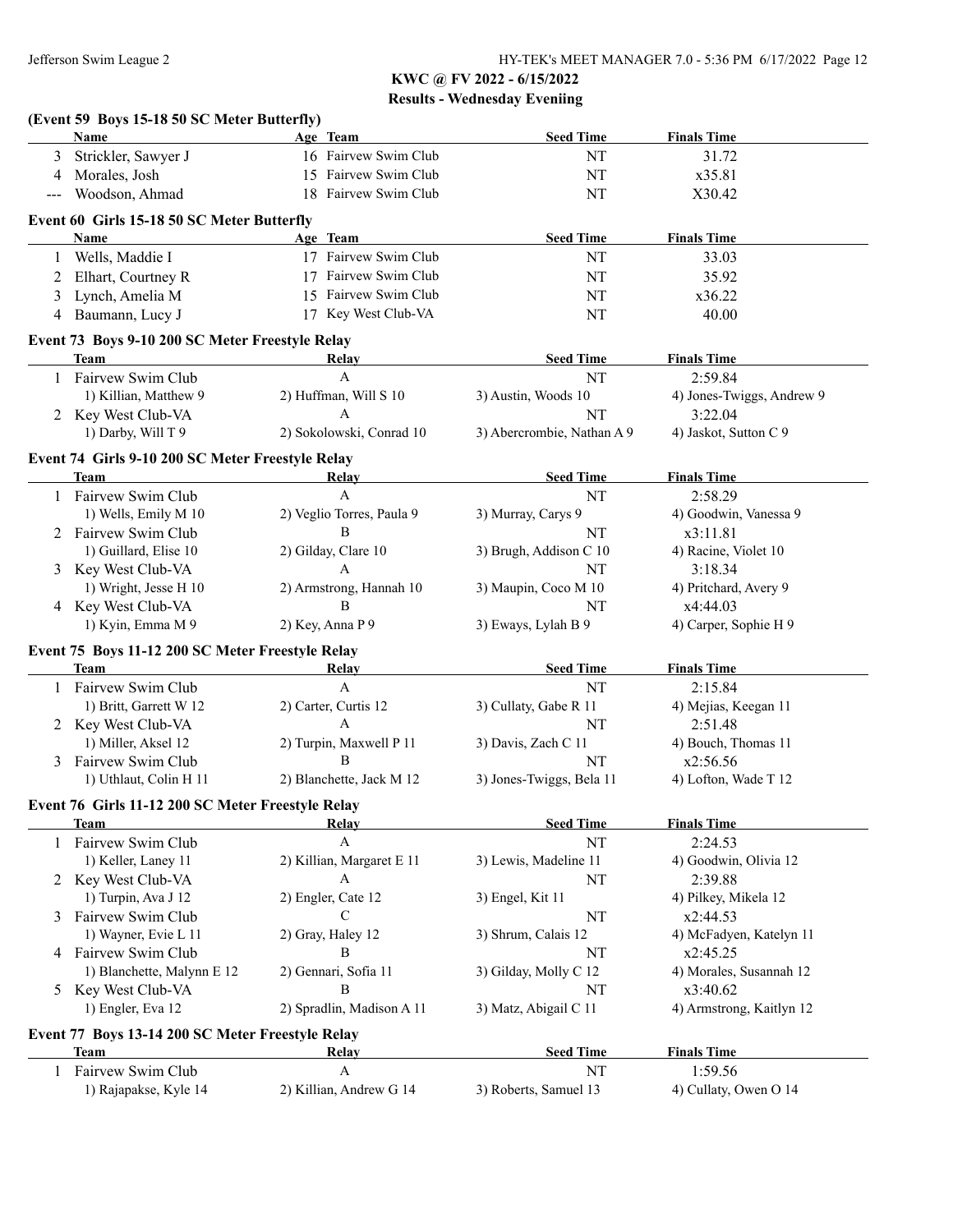## KWC @ FV 2022 - 6/15/2022

### Results - Wednesday Eveniing

**(Event 59 Boys 15-18 50 SC Meter Butterfly)**

| | Name | Age | Team | Seed Time | Finals Time |
|---|---|---|---|---|---|
| 3 | Strickler, Sawyer J | 16 | Fairvew Swim Club | NT | 31.72 |
| 4 | Morales, Josh | 15 | Fairvew Swim Club | NT | x35.81 |
| --- | Woodson, Ahmad | 18 | Fairvew Swim Club | NT | X30.42 |

**Event 60 Girls 15-18 50 SC Meter Butterfly**

| | Name | Age | Team | Seed Time | Finals Time |
|---|---|---|---|---|---|
| 1 | Wells, Maddie I | 17 | Fairvew Swim Club | NT | 33.03 |
| 2 | Elhart, Courtney R | 17 | Fairvew Swim Club | NT | 35.92 |
| 3 | Lynch, Amelia M | 15 | Fairvew Swim Club | NT | x36.22 |
| 4 | Baumann, Lucy J | 17 | Key West Club-VA | NT | 40.00 |

**Event 73 Boys 9-10 200 SC Meter Freestyle Relay**

| | Team | Relay | Seed Time | Finals Time |
|---|---|---|---|---|
| 1 | Fairvew Swim Club | A | NT | 2:59.84 |
| | 1) Killian, Matthew 9 | 2) Huffman, Will S 10 | 3) Austin, Woods 10 | 4) Jones-Twiggs, Andrew 9 |
| 2 | Key West Club-VA | A | NT | 3:22.04 |
| | 1) Darby, Will T 9 | 2) Sokolowski, Conrad 10 | 3) Abercrombie, Nathan A 9 | 4) Jaskot, Sutton C 9 |

**Event 74 Girls 9-10 200 SC Meter Freestyle Relay**

| | Team | Relay | Seed Time | Finals Time |
|---|---|---|---|---|
| 1 | Fairvew Swim Club | A | NT | 2:58.29 |
| | 1) Wells, Emily M 10 | 2) Veglio Torres, Paula 9 | 3) Murray, Carys 9 | 4) Goodwin, Vanessa 9 |
| 2 | Fairvew Swim Club | B | NT | x3:11.81 |
| | 1) Guillard, Elise 10 | 2) Gilday, Clare 10 | 3) Brugh, Addison C 10 | 4) Racine, Violet 10 |
| 3 | Key West Club-VA | A | NT | 3:18.34 |
| | 1) Wright, Jesse H 10 | 2) Armstrong, Hannah 10 | 3) Maupin, Coco M 10 | 4) Pritchard, Avery 9 |
| 4 | Key West Club-VA | B | NT | x4:44.03 |
| | 1) Kyin, Emma M 9 | 2) Key, Anna P 9 | 3) Eways, Lylah B 9 | 4) Carper, Sophie H 9 |

**Event 75 Boys 11-12 200 SC Meter Freestyle Relay**

| | Team | Relay | Seed Time | Finals Time |
|---|---|---|---|---|
| 1 | Fairvew Swim Club | A | NT | 2:15.84 |
| | 1) Britt, Garrett W 12 | 2) Carter, Curtis 12 | 3) Cullaty, Gabe R 11 | 4) Mejias, Keegan 11 |
| 2 | Key West Club-VA | A | NT | 2:51.48 |
| | 1) Miller, Aksel 12 | 2) Turpin, Maxwell P 11 | 3) Davis, Zach C 11 | 4) Bouch, Thomas 11 |
| 3 | Fairvew Swim Club | B | NT | x2:56.56 |
| | 1) Uthlaut, Colin H 11 | 2) Blanchette, Jack M 12 | 3) Jones-Twiggs, Bela 11 | 4) Lofton, Wade T 12 |

**Event 76 Girls 11-12 200 SC Meter Freestyle Relay**

| | Team | Relay | Seed Time | Finals Time |
|---|---|---|---|---|
| 1 | Fairvew Swim Club | A | NT | 2:24.53 |
| | 1) Keller, Laney 11 | 2) Killian, Margaret E 11 | 3) Lewis, Madeline 11 | 4) Goodwin, Olivia 12 |
| 2 | Key West Club-VA | A | NT | 2:39.88 |
| | 1) Turpin, Ava J 12 | 2) Engler, Cate 12 | 3) Engel, Kit 11 | 4) Pilkey, Mikela 12 |
| 3 | Fairvew Swim Club | C | NT | x2:44.53 |
| | 1) Wayner, Evie L 11 | 2) Gray, Haley 12 | 3) Shrum, Calais 12 | 4) McFadyen, Katelyn 11 |
| 4 | Fairvew Swim Club | B | NT | x2:45.25 |
| | 1) Blanchette, Malynn E 12 | 2) Gennari, Sofia 11 | 3) Gilday, Molly C 12 | 4) Morales, Susannah 12 |
| 5 | Key West Club-VA | B | NT | x3:40.62 |
| | 1) Engler, Eva 12 | 2) Spradlin, Madison A 11 | 3) Matz, Abigail C 11 | 4) Armstrong, Kaitlyn 12 |

**Event 77 Boys 13-14 200 SC Meter Freestyle Relay**

| | Team | Relay | Seed Time | Finals Time |
|---|---|---|---|---|
| 1 | Fairvew Swim Club | A | NT | 1:59.56 |
| | 1) Rajapakse, Kyle 14 | 2) Killian, Andrew G 14 | 3) Roberts, Samuel 13 | 4) Cullaty, Owen O 14 |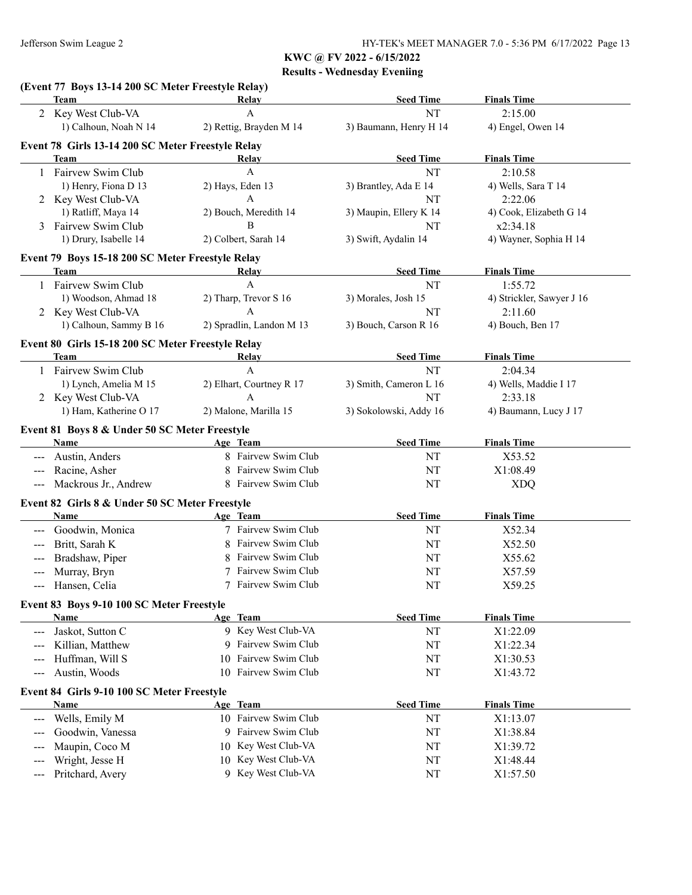**KWC @ FV 2022 - 6/15/2022**

**Results - Wednesday Eveniing**

### (Event 77 Boys 13-14 200 SC Meter Freestyle Relay)

| | Team | Relay | Seed Time | Finals Time |
|---|---|---|---|---|
| 2 | Key West Club-VA | A | NT | 2:15.00 |
| | 1) Calhoun, Noah N 14 | 2) Rettig, Brayden M 14 | 3) Baumann, Henry H 14 | 4) Engel, Owen 14 |

### Event 78 Girls 13-14 200 SC Meter Freestyle Relay

| | Team | Relay | Seed Time | Finals Time |
|---|---|---|---|---|
| 1 | Fairvew Swim Club | A | NT | 2:10.58 |
| | 1) Henry, Fiona D 13 | 2) Hays, Eden 13 | 3) Brantley, Ada E 14 | 4) Wells, Sara T 14 |
| 2 | Key West Club-VA | A | NT | 2:22.06 |
| | 1) Ratliff, Maya 14 | 2) Bouch, Meredith 14 | 3) Maupin, Ellery K 14 | 4) Cook, Elizabeth G 14 |
| 3 | Fairvew Swim Club | B | NT | x2:34.18 |
| | 1) Drury, Isabelle 14 | 2) Colbert, Sarah 14 | 3) Swift, Aydalin 14 | 4) Wayner, Sophia H 14 |

### Event 79 Boys 15-18 200 SC Meter Freestyle Relay

| | Team | Relay | Seed Time | Finals Time |
|---|---|---|---|---|
| 1 | Fairvew Swim Club | A | NT | 1:55.72 |
| | 1) Woodson, Ahmad 18 | 2) Tharp, Trevor S 16 | 3) Morales, Josh 15 | 4) Strickler, Sawyer J 16 |
| 2 | Key West Club-VA | A | NT | 2:11.60 |
| | 1) Calhoun, Sammy B 16 | 2) Spradlin, Landon M 13 | 3) Bouch, Carson R 16 | 4) Bouch, Ben 17 |

### Event 80 Girls 15-18 200 SC Meter Freestyle Relay

| | Team | Relay | Seed Time | Finals Time |
|---|---|---|---|---|
| 1 | Fairvew Swim Club | A | NT | 2:04.34 |
| | 1) Lynch, Amelia M 15 | 2) Elhart, Courtney R 17 | 3) Smith, Cameron L 16 | 4) Wells, Maddie I 17 |
| 2 | Key West Club-VA | A | NT | 2:33.18 |
| | 1) Ham, Katherine O 17 | 2) Malone, Marilla 15 | 3) Sokolowski, Addy 16 | 4) Baumann, Lucy J 17 |

### Event 81 Boys 8 & Under 50 SC Meter Freestyle

| | Name | Age | Team | Seed Time | Finals Time |
|---|---|---|---|---|---|
| --- | Austin, Anders | 8 | Fairvew Swim Club | NT | X53.52 |
| --- | Racine, Asher | 8 | Fairvew Swim Club | NT | X1:08.49 |
| --- | Mackrous Jr., Andrew | 8 | Fairvew Swim Club | NT | XDQ |

### Event 82 Girls 8 & Under 50 SC Meter Freestyle

| | Name | Age | Team | Seed Time | Finals Time |
|---|---|---|---|---|---|
| --- | Goodwin, Monica | 7 | Fairvew Swim Club | NT | X52.34 |
| --- | Britt, Sarah K | 8 | Fairvew Swim Club | NT | X52.50 |
| --- | Bradshaw, Piper | 8 | Fairvew Swim Club | NT | X55.62 |
| --- | Murray, Bryn | 7 | Fairvew Swim Club | NT | X57.59 |
| --- | Hansen, Celia | 7 | Fairvew Swim Club | NT | X59.25 |

### Event 83 Boys 9-10 100 SC Meter Freestyle

| | Name | Age | Team | Seed Time | Finals Time |
|---|---|---|---|---|---|
| --- | Jaskot, Sutton C | 9 | Key West Club-VA | NT | X1:22.09 |
| --- | Killian, Matthew | 9 | Fairvew Swim Club | NT | X1:22.34 |
| --- | Huffman, Will S | 10 | Fairvew Swim Club | NT | X1:30.53 |
| --- | Austin, Woods | 10 | Fairvew Swim Club | NT | X1:43.72 |

### Event 84 Girls 9-10 100 SC Meter Freestyle

| | Name | Age | Team | Seed Time | Finals Time |
|---|---|---|---|---|---|
| --- | Wells, Emily M | 10 | Fairvew Swim Club | NT | X1:13.07 |
| --- | Goodwin, Vanessa | 9 | Fairvew Swim Club | NT | X1:38.84 |
| --- | Maupin, Coco M | 10 | Key West Club-VA | NT | X1:39.72 |
| --- | Wright, Jesse H | 10 | Key West Club-VA | NT | X1:48.44 |
| --- | Pritchard, Avery | 9 | Key West Club-VA | NT | X1:57.50 |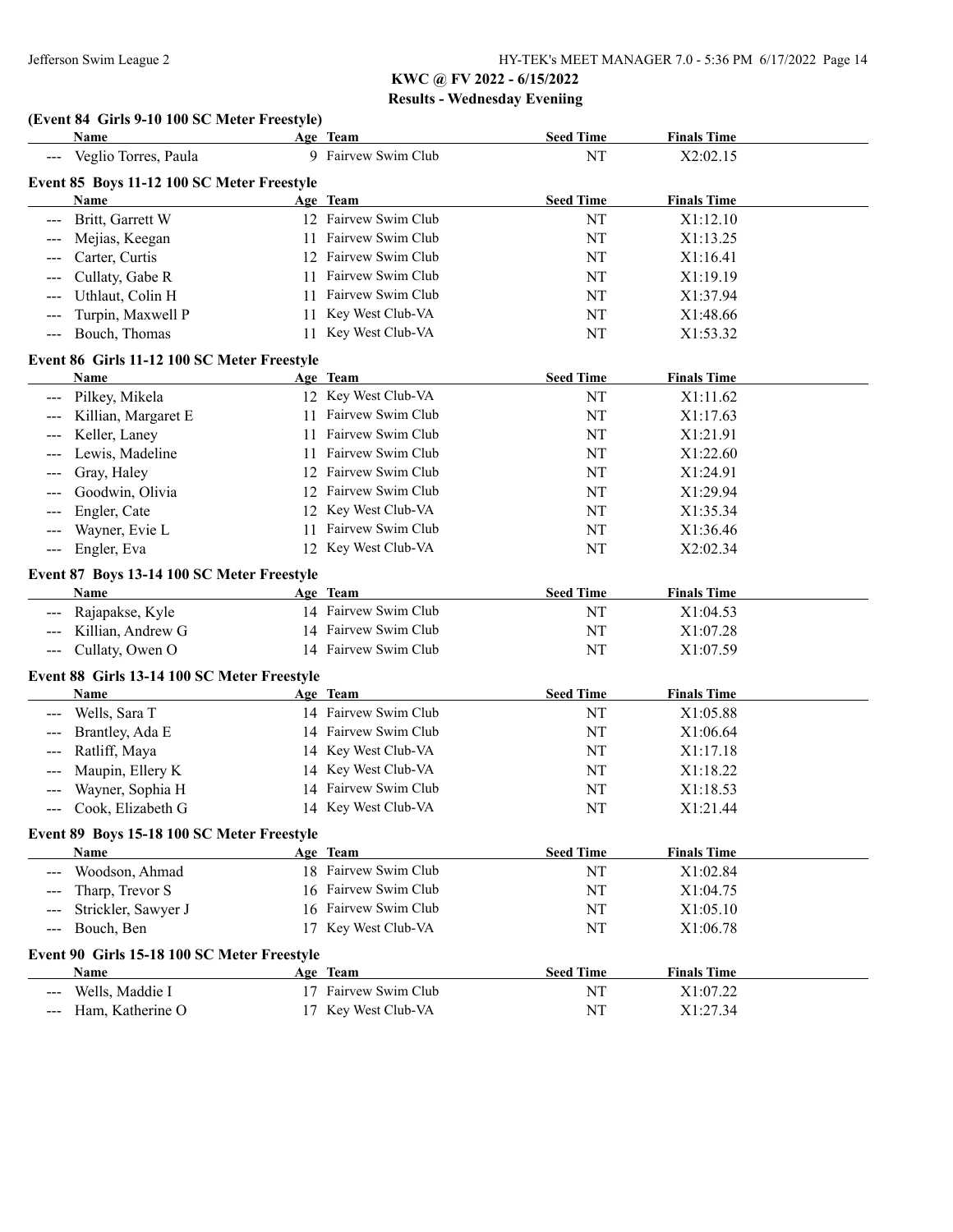**KWC @ FV 2022 - 6/15/2022**

**Results - Wednesday Eveniing**

**(Event 84 Girls 9-10 100 SC Meter Freestyle)**

| | Name | Age | Team | Seed Time | Finals Time |
|---|---|---|---|---|---|
| --- | Veglio Torres, Paula | 9 | Fairvew Swim Club | NT | X2:02.15 |

**Event 85 Boys 11-12 100 SC Meter Freestyle**

| | Name | Age | Team | Seed Time | Finals Time |
|---|---|---|---|---|---|
| --- | Britt, Garrett W | 12 | Fairvew Swim Club | NT | X1:12.10 |
| --- | Mejias, Keegan | 11 | Fairvew Swim Club | NT | X1:13.25 |
| --- | Carter, Curtis | 12 | Fairvew Swim Club | NT | X1:16.41 |
| --- | Cullaty, Gabe R | 11 | Fairvew Swim Club | NT | X1:19.19 |
| --- | Uthlaut, Colin H | 11 | Fairvew Swim Club | NT | X1:37.94 |
| --- | Turpin, Maxwell P | 11 | Key West Club-VA | NT | X1:48.66 |
| --- | Bouch, Thomas | 11 | Key West Club-VA | NT | X1:53.32 |

**Event 86 Girls 11-12 100 SC Meter Freestyle**

| | Name | Age | Team | Seed Time | Finals Time |
|---|---|---|---|---|---|
| --- | Pilkey, Mikela | 12 | Key West Club-VA | NT | X1:11.62 |
| --- | Killian, Margaret E | 11 | Fairvew Swim Club | NT | X1:17.63 |
| --- | Keller, Laney | 11 | Fairvew Swim Club | NT | X1:21.91 |
| --- | Lewis, Madeline | 11 | Fairvew Swim Club | NT | X1:22.60 |
| --- | Gray, Haley | 12 | Fairvew Swim Club | NT | X1:24.91 |
| --- | Goodwin, Olivia | 12 | Fairvew Swim Club | NT | X1:29.94 |
| --- | Engler, Cate | 12 | Key West Club-VA | NT | X1:35.34 |
| --- | Wayner, Evie L | 11 | Fairvew Swim Club | NT | X1:36.46 |
| --- | Engler, Eva | 12 | Key West Club-VA | NT | X2:02.34 |

**Event 87 Boys 13-14 100 SC Meter Freestyle**

| | Name | Age | Team | Seed Time | Finals Time |
|---|---|---|---|---|---|
| --- | Rajapakse, Kyle | 14 | Fairvew Swim Club | NT | X1:04.53 |
| --- | Killian, Andrew G | 14 | Fairvew Swim Club | NT | X1:07.28 |
| --- | Cullaty, Owen O | 14 | Fairvew Swim Club | NT | X1:07.59 |

**Event 88 Girls 13-14 100 SC Meter Freestyle**

| | Name | Age | Team | Seed Time | Finals Time |
|---|---|---|---|---|---|
| --- | Wells, Sara T | 14 | Fairvew Swim Club | NT | X1:05.88 |
| --- | Brantley, Ada E | 14 | Fairvew Swim Club | NT | X1:06.64 |
| --- | Ratliff, Maya | 14 | Key West Club-VA | NT | X1:17.18 |
| --- | Maupin, Ellery K | 14 | Key West Club-VA | NT | X1:18.22 |
| --- | Wayner, Sophia H | 14 | Fairvew Swim Club | NT | X1:18.53 |
| --- | Cook, Elizabeth G | 14 | Key West Club-VA | NT | X1:21.44 |

**Event 89 Boys 15-18 100 SC Meter Freestyle**

| | Name | Age | Team | Seed Time | Finals Time |
|---|---|---|---|---|---|
| --- | Woodson, Ahmad | 18 | Fairvew Swim Club | NT | X1:02.84 |
| --- | Tharp, Trevor S | 16 | Fairvew Swim Club | NT | X1:04.75 |
| --- | Strickler, Sawyer J | 16 | Fairvew Swim Club | NT | X1:05.10 |
| --- | Bouch, Ben | 17 | Key West Club-VA | NT | X1:06.78 |

**Event 90 Girls 15-18 100 SC Meter Freestyle**

| | Name | Age | Team | Seed Time | Finals Time |
|---|---|---|---|---|---|
| --- | Wells, Maddie I | 17 | Fairvew Swim Club | NT | X1:07.22 |
| --- | Ham, Katherine O | 17 | Key West Club-VA | NT | X1:27.34 |